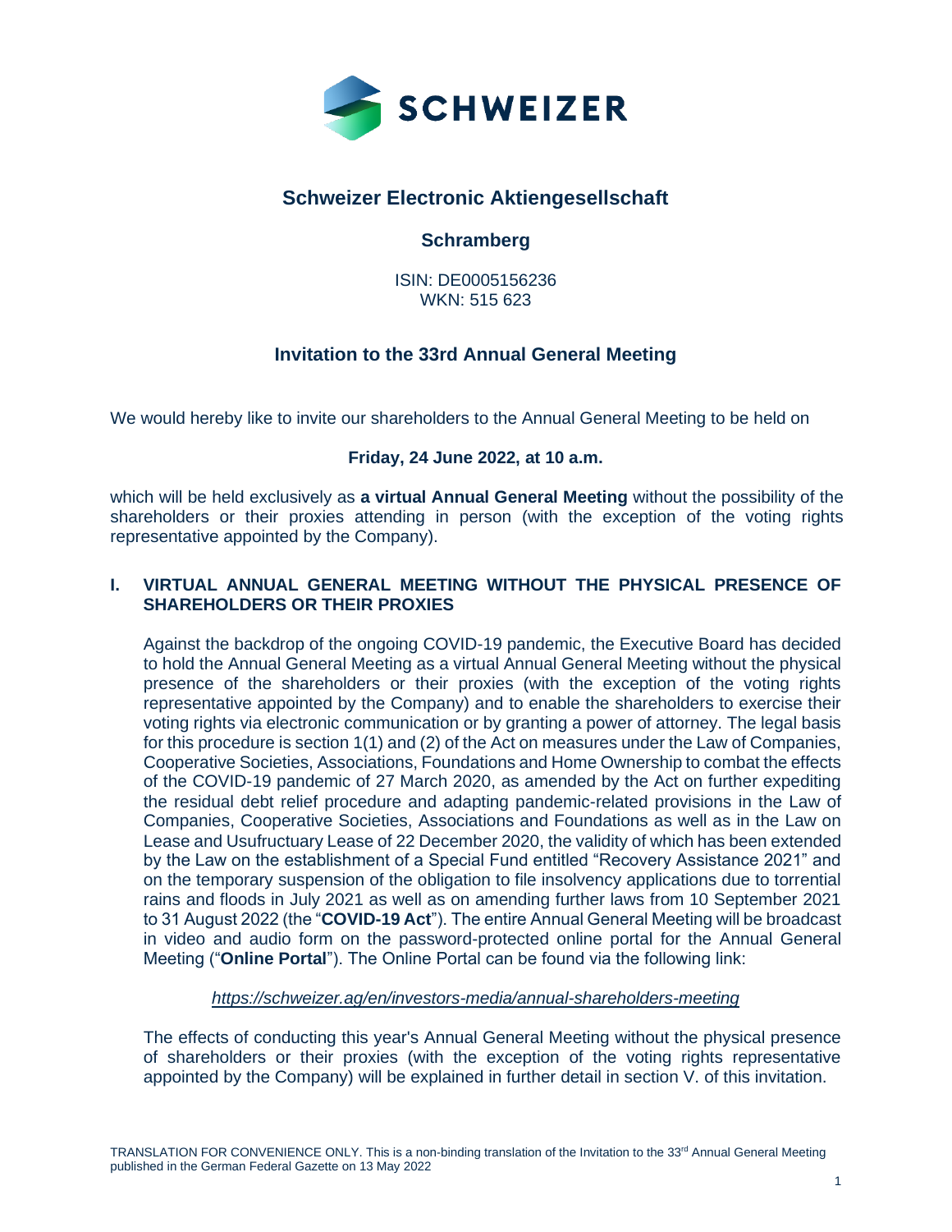# Schweizer Electronic Aktiengesellschaft

## Schramberg

ISIN: DE0005156236
WKN: 515 623

## Invitation to the 33rd Annual General Meeting

We would hereby like to invite our shareholders to the Annual General Meeting to be held on

**Friday, 24 June 2022, at 10 a.m.**

which will be held exclusively as **a virtual Annual General Meeting** without the possibility of the shareholders or their proxies attending in person (with the exception of the voting rights representative appointed by the Company).

### I. VIRTUAL ANNUAL GENERAL MEETING WITHOUT THE PHYSICAL PRESENCE OF SHAREHOLDERS OR THEIR PROXIES

Against the backdrop of the ongoing COVID-19 pandemic, the Executive Board has decided to hold the Annual General Meeting as a virtual Annual General Meeting without the physical presence of the shareholders or their proxies (with the exception of the voting rights representative appointed by the Company) and to enable the shareholders to exercise their voting rights via electronic communication or by granting a power of attorney. The legal basis for this procedure is section 1(1) and (2) of the Act on measures under the Law of Companies, Cooperative Societies, Associations, Foundations and Home Ownership to combat the effects of the COVID-19 pandemic of 27 March 2020, as amended by the Act on further expediting the residual debt relief procedure and adapting pandemic-related provisions in the Law of Companies, Cooperative Societies, Associations and Foundations as well as in the Law on Lease and Usufructuary Lease of 22 December 2020, the validity of which has been extended by the Law on the establishment of a Special Fund entitled "Recovery Assistance 2021" and on the temporary suspension of the obligation to file insolvency applications due to torrential rains and floods in July 2021 as well as on amending further laws from 10 September 2021 to 31 August 2022 (the "**COVID-19 Act**"). The entire Annual General Meeting will be broadcast in video and audio form on the password-protected online portal for the Annual General Meeting ("**Online Portal**"). The Online Portal can be found via the following link:

*https://schweizer.ag/en/investors-media/annual-shareholders-meeting*

The effects of conducting this year's Annual General Meeting without the physical presence of shareholders or their proxies (with the exception of the voting rights representative appointed by the Company) will be explained in further detail in section V. of this invitation.

TRANSLATION FOR CONVENIENCE ONLY. This is a non-binding translation of the Invitation to the 33rd Annual General Meeting published in the German Federal Gazette on 13 May 2022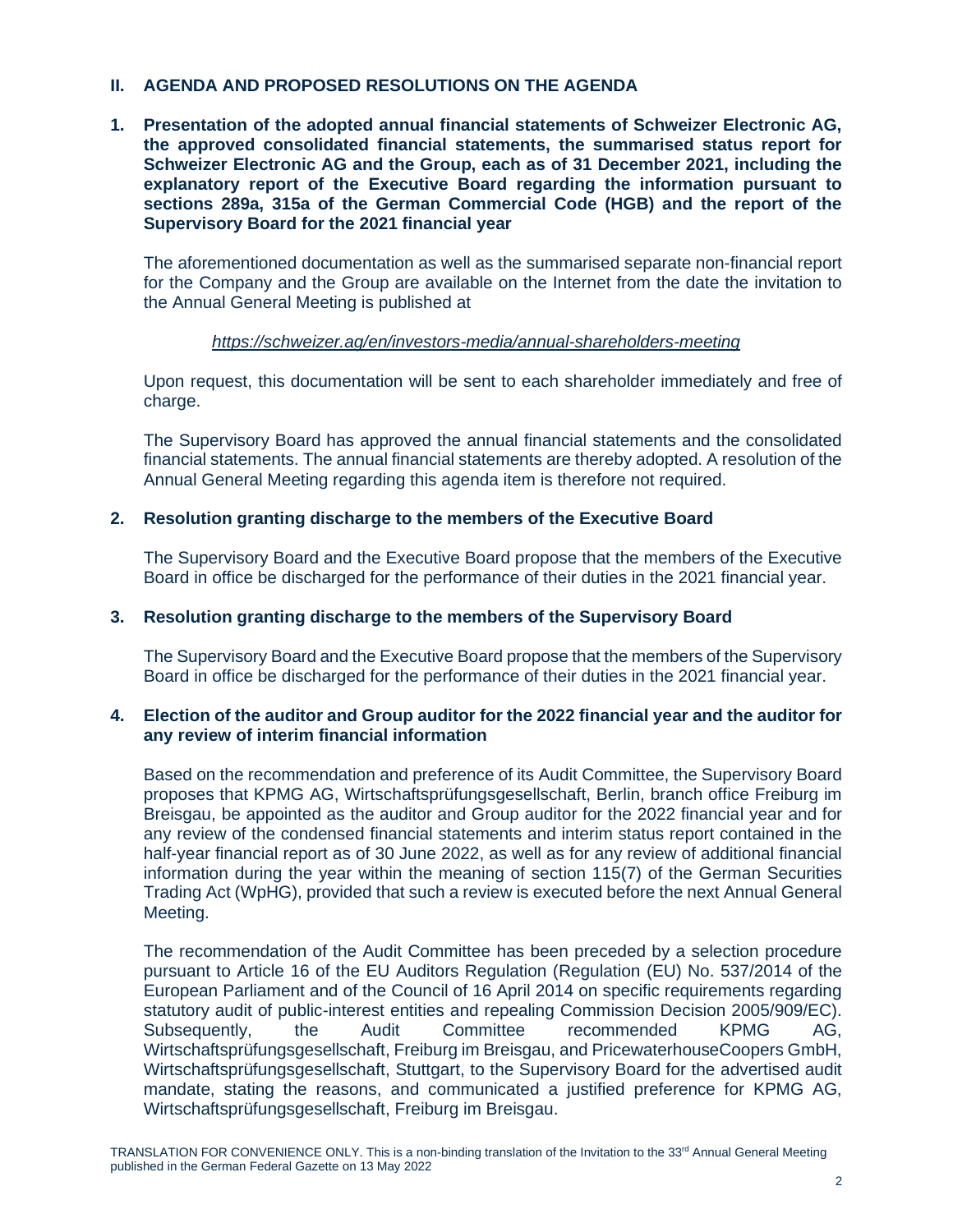## II. AGENDA AND PROPOSED RESOLUTIONS ON THE AGENDA

### 1. Presentation of the adopted annual financial statements of Schweizer Electronic AG, the approved consolidated financial statements, the summarised status report for Schweizer Electronic AG and the Group, each as of 31 December 2021, including the explanatory report of the Executive Board regarding the information pursuant to sections 289a, 315a of the German Commercial Code (HGB) and the report of the Supervisory Board for the 2021 financial year

The aforementioned documentation as well as the summarised separate non-financial report for the Company and the Group are available on the Internet from the date the invitation to the Annual General Meeting is published at

*https://schweizer.ag/en/investors-media/annual-shareholders-meeting*

Upon request, this documentation will be sent to each shareholder immediately and free of charge.

The Supervisory Board has approved the annual financial statements and the consolidated financial statements. The annual financial statements are thereby adopted. A resolution of the Annual General Meeting regarding this agenda item is therefore not required.

### 2. Resolution granting discharge to the members of the Executive Board

The Supervisory Board and the Executive Board propose that the members of the Executive Board in office be discharged for the performance of their duties in the 2021 financial year.

### 3. Resolution granting discharge to the members of the Supervisory Board

The Supervisory Board and the Executive Board propose that the members of the Supervisory Board in office be discharged for the performance of their duties in the 2021 financial year.

### 4. Election of the auditor and Group auditor for the 2022 financial year and the auditor for any review of interim financial information

Based on the recommendation and preference of its Audit Committee, the Supervisory Board proposes that KPMG AG, Wirtschaftsprüfungsgesellschaft, Berlin, branch office Freiburg im Breisgau, be appointed as the auditor and Group auditor for the 2022 financial year and for any review of the condensed financial statements and interim status report contained in the half-year financial report as of 30 June 2022, as well as for any review of additional financial information during the year within the meaning of section 115(7) of the German Securities Trading Act (WpHG), provided that such a review is executed before the next Annual General Meeting.

The recommendation of the Audit Committee has been preceded by a selection procedure pursuant to Article 16 of the EU Auditors Regulation (Regulation (EU) No. 537/2014 of the European Parliament and of the Council of 16 April 2014 on specific requirements regarding statutory audit of public-interest entities and repealing Commission Decision 2005/909/EC). Subsequently, the Audit Committee recommended KPMG AG, Wirtschaftsprüfungsgesellschaft, Freiburg im Breisgau, and PricewaterhouseCoopers GmbH, Wirtschaftsprüfungsgesellschaft, Stuttgart, to the Supervisory Board for the advertised audit mandate, stating the reasons, and communicated a justified preference for KPMG AG, Wirtschaftsprüfungsgesellschaft, Freiburg im Breisgau.

TRANSLATION FOR CONVENIENCE ONLY. This is a non-binding translation of the Invitation to the 33rd Annual General Meeting published in the German Federal Gazette on 13 May 2022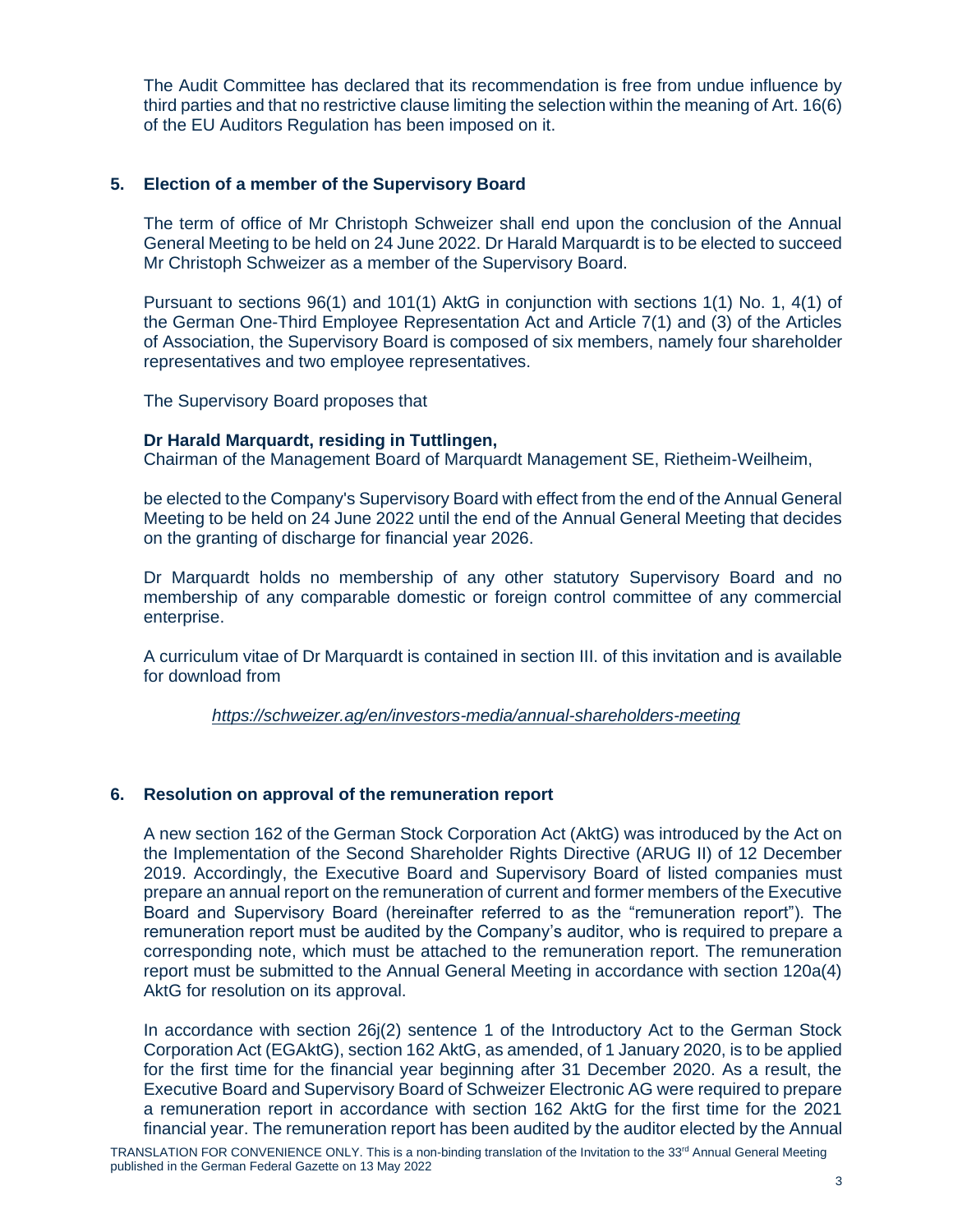The Audit Committee has declared that its recommendation is free from undue influence by third parties and that no restrictive clause limiting the selection within the meaning of Art. 16(6) of the EU Auditors Regulation has been imposed on it.

## 5. Election of a member of the Supervisory Board

The term of office of Mr Christoph Schweizer shall end upon the conclusion of the Annual General Meeting to be held on 24 June 2022. Dr Harald Marquardt is to be elected to succeed Mr Christoph Schweizer as a member of the Supervisory Board.

Pursuant to sections 96(1) and 101(1) AktG in conjunction with sections 1(1) No. 1, 4(1) of the German One-Third Employee Representation Act and Article 7(1) and (3) of the Articles of Association, the Supervisory Board is composed of six members, namely four shareholder representatives and two employee representatives.

The Supervisory Board proposes that

**Dr Harald Marquardt, residing in Tuttlingen,**
Chairman of the Management Board of Marquardt Management SE, Rietheim-Weilheim,

be elected to the Company's Supervisory Board with effect from the end of the Annual General Meeting to be held on 24 June 2022 until the end of the Annual General Meeting that decides on the granting of discharge for financial year 2026.

Dr Marquardt holds no membership of any other statutory Supervisory Board and no membership of any comparable domestic or foreign control committee of any commercial enterprise.

A curriculum vitae of Dr Marquardt is contained in section III. of this invitation and is available for download from

*https://schweizer.ag/en/investors-media/annual-shareholders-meeting*

## 6. Resolution on approval of the remuneration report

A new section 162 of the German Stock Corporation Act (AktG) was introduced by the Act on the Implementation of the Second Shareholder Rights Directive (ARUG II) of 12 December 2019. Accordingly, the Executive Board and Supervisory Board of listed companies must prepare an annual report on the remuneration of current and former members of the Executive Board and Supervisory Board (hereinafter referred to as the "remuneration report"). The remuneration report must be audited by the Company's auditor, who is required to prepare a corresponding note, which must be attached to the remuneration report. The remuneration report must be submitted to the Annual General Meeting in accordance with section 120a(4) AktG for resolution on its approval.

In accordance with section 26j(2) sentence 1 of the Introductory Act to the German Stock Corporation Act (EGAktG), section 162 AktG, as amended, of 1 January 2020, is to be applied for the first time for the financial year beginning after 31 December 2020. As a result, the Executive Board and Supervisory Board of Schweizer Electronic AG were required to prepare a remuneration report in accordance with section 162 AktG for the first time for the 2021 financial year. The remuneration report has been audited by the auditor elected by the Annual

TRANSLATION FOR CONVENIENCE ONLY. This is a non-binding translation of the Invitation to the 33rd Annual General Meeting published in the German Federal Gazette on 13 May 2022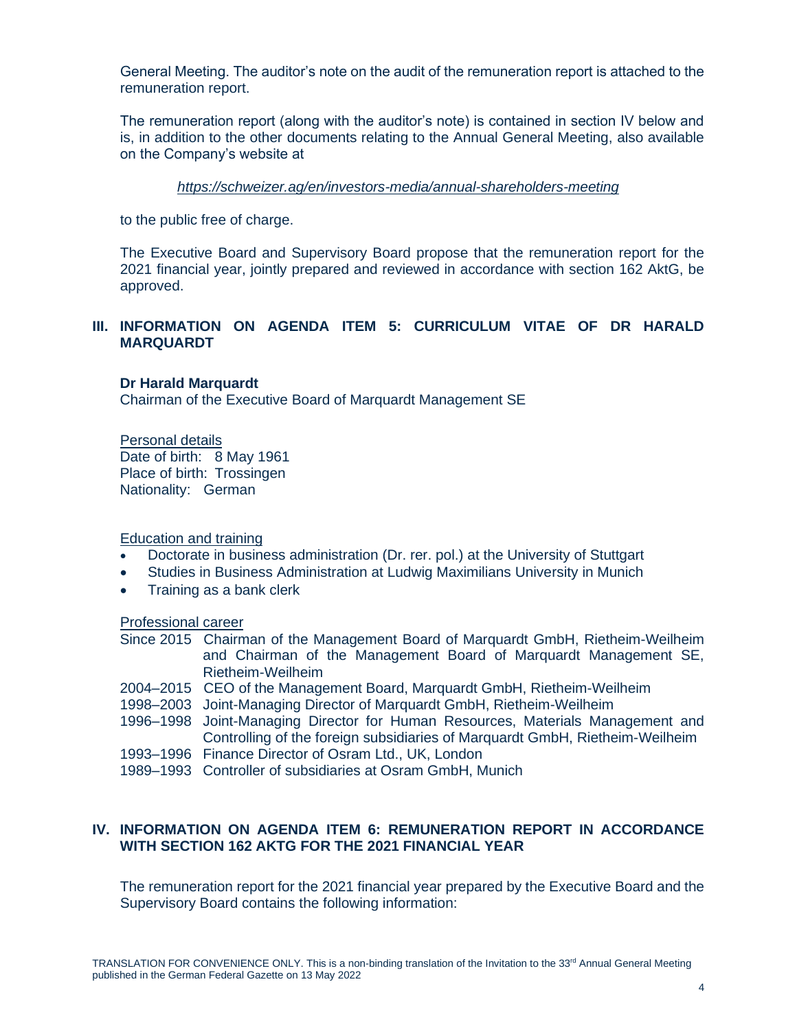General Meeting. The auditor's note on the audit of the remuneration report is attached to the remuneration report.

The remuneration report (along with the auditor's note) is contained in section IV below and is, in addition to the other documents relating to the Annual General Meeting, also available on the Company's website at

*https://schweizer.ag/en/investors-media/annual-shareholders-meeting*

to the public free of charge.

The Executive Board and Supervisory Board propose that the remuneration report for the 2021 financial year, jointly prepared and reviewed in accordance with section 162 AktG, be approved.

## III. INFORMATION ON AGENDA ITEM 5: CURRICULUM VITAE OF DR HARALD MARQUARDT

**Dr Harald Marquardt**
Chairman of the Executive Board of Marquardt Management SE

Personal details
Date of birth: 8 May 1961
Place of birth: Trossingen
Nationality: German

Education and training

- Doctorate in business administration (Dr. rer. pol.) at the University of Stuttgart
- Studies in Business Administration at Ludwig Maximilians University in Munich
- Training as a bank clerk

Professional career

Since 2015 Chairman of the Management Board of Marquardt GmbH, Rietheim-Weilheim and Chairman of the Management Board of Marquardt Management SE, Rietheim-Weilheim
2004–2015 CEO of the Management Board, Marquardt GmbH, Rietheim-Weilheim
1998–2003 Joint-Managing Director of Marquardt GmbH, Rietheim-Weilheim
1996–1998 Joint-Managing Director for Human Resources, Materials Management and Controlling of the foreign subsidiaries of Marquardt GmbH, Rietheim-Weilheim
1993–1996 Finance Director of Osram Ltd., UK, London
1989–1993 Controller of subsidiaries at Osram GmbH, Munich

## IV. INFORMATION ON AGENDA ITEM 6: REMUNERATION REPORT IN ACCORDANCE WITH SECTION 162 AKTG FOR THE 2021 FINANCIAL YEAR

The remuneration report for the 2021 financial year prepared by the Executive Board and the Supervisory Board contains the following information:

TRANSLATION FOR CONVENIENCE ONLY. This is a non-binding translation of the Invitation to the 33rd Annual General Meeting published in the German Federal Gazette on 13 May 2022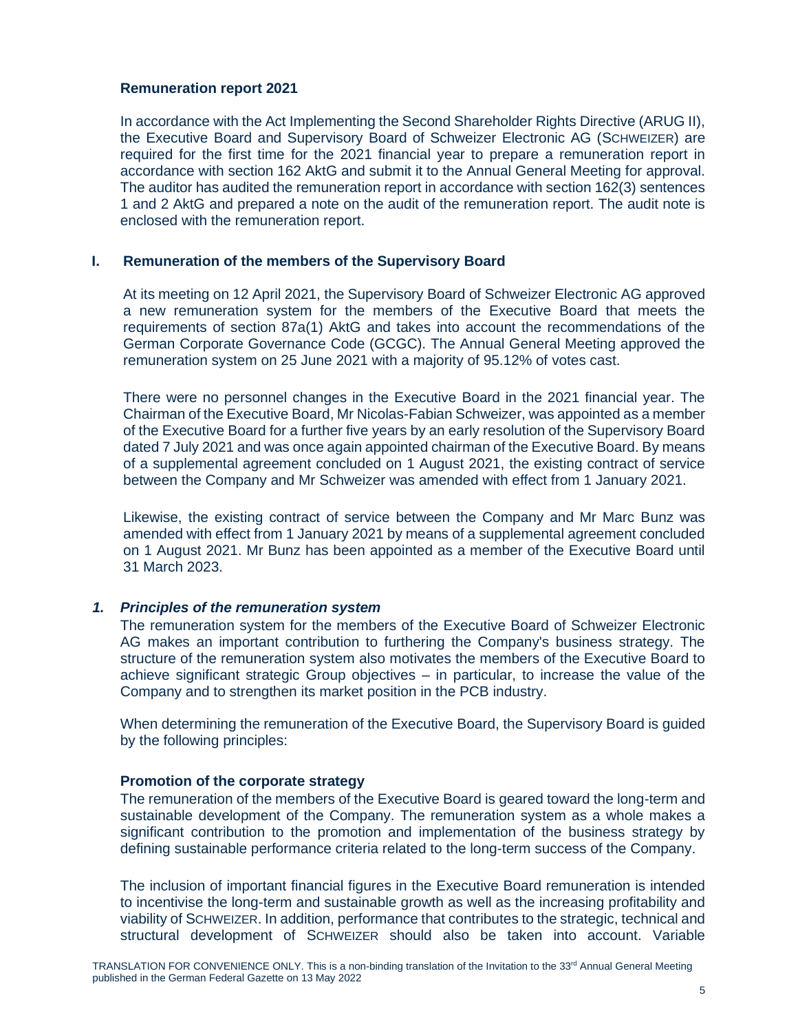## Remuneration report 2021

In accordance with the Act Implementing the Second Shareholder Rights Directive (ARUG II), the Executive Board and Supervisory Board of Schweizer Electronic AG (SCHWEIZER) are required for the first time for the 2021 financial year to prepare a remuneration report in accordance with section 162 AktG and submit it to the Annual General Meeting for approval. The auditor has audited the remuneration report in accordance with section 162(3) sentences 1 and 2 AktG and prepared a note on the audit of the remuneration report. The audit note is enclosed with the remuneration report.

## I. Remuneration of the members of the Supervisory Board

At its meeting on 12 April 2021, the Supervisory Board of Schweizer Electronic AG approved a new remuneration system for the members of the Executive Board that meets the requirements of section 87a(1) AktG and takes into account the recommendations of the German Corporate Governance Code (GCGC). The Annual General Meeting approved the remuneration system on 25 June 2021 with a majority of 95.12% of votes cast.

There were no personnel changes in the Executive Board in the 2021 financial year. The Chairman of the Executive Board, Mr Nicolas-Fabian Schweizer, was appointed as a member of the Executive Board for a further five years by an early resolution of the Supervisory Board dated 7 July 2021 and was once again appointed chairman of the Executive Board. By means of a supplemental agreement concluded on 1 August 2021, the existing contract of service between the Company and Mr Schweizer was amended with effect from 1 January 2021.

Likewise, the existing contract of service between the Company and Mr Marc Bunz was amended with effect from 1 January 2021 by means of a supplemental agreement concluded on 1 August 2021. Mr Bunz has been appointed as a member of the Executive Board until 31 March 2023.

### *1. Principles of the remuneration system*

The remuneration system for the members of the Executive Board of Schweizer Electronic AG makes an important contribution to furthering the Company's business strategy. The structure of the remuneration system also motivates the members of the Executive Board to achieve significant strategic Group objectives – in particular, to increase the value of the Company and to strengthen its market position in the PCB industry.

When determining the remuneration of the Executive Board, the Supervisory Board is guided by the following principles:

#### Promotion of the corporate strategy

The remuneration of the members of the Executive Board is geared toward the long-term and sustainable development of the Company. The remuneration system as a whole makes a significant contribution to the promotion and implementation of the business strategy by defining sustainable performance criteria related to the long-term success of the Company.

The inclusion of important financial figures in the Executive Board remuneration is intended to incentivise the long-term and sustainable growth as well as the increasing profitability and viability of SCHWEIZER. In addition, performance that contributes to the strategic, technical and structural development of SCHWEIZER should also be taken into account. Variable

TRANSLATION FOR CONVENIENCE ONLY. This is a non-binding translation of the Invitation to the 33rd Annual General Meeting published in the German Federal Gazette on 13 May 2022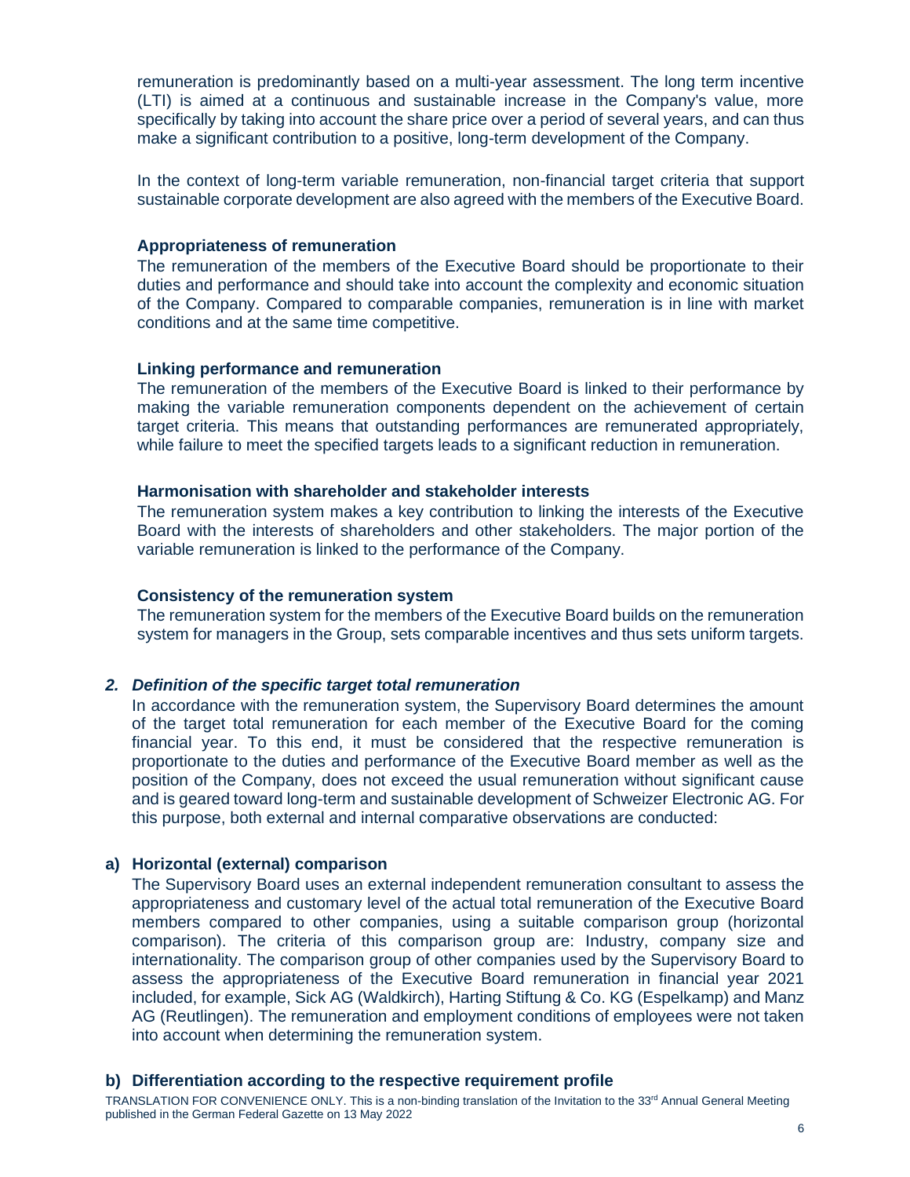remuneration is predominantly based on a multi-year assessment. The long term incentive (LTI) is aimed at a continuous and sustainable increase in the Company's value, more specifically by taking into account the share price over a period of several years, and can thus make a significant contribution to a positive, long-term development of the Company.

In the context of long-term variable remuneration, non-financial target criteria that support sustainable corporate development are also agreed with the members of the Executive Board.

**Appropriateness of remuneration**

The remuneration of the members of the Executive Board should be proportionate to their duties and performance and should take into account the complexity and economic situation of the Company. Compared to comparable companies, remuneration is in line with market conditions and at the same time competitive.

**Linking performance and remuneration**

The remuneration of the members of the Executive Board is linked to their performance by making the variable remuneration components dependent on the achievement of certain target criteria. This means that outstanding performances are remunerated appropriately, while failure to meet the specified targets leads to a significant reduction in remuneration.

**Harmonisation with shareholder and stakeholder interests**

The remuneration system makes a key contribution to linking the interests of the Executive Board with the interests of shareholders and other stakeholders. The major portion of the variable remuneration is linked to the performance of the Company.

**Consistency of the remuneration system**

The remuneration system for the members of the Executive Board builds on the remuneration system for managers in the Group, sets comparable incentives and thus sets uniform targets.

### *2. Definition of the specific target total remuneration*

In accordance with the remuneration system, the Supervisory Board determines the amount of the target total remuneration for each member of the Executive Board for the coming financial year. To this end, it must be considered that the respective remuneration is proportionate to the duties and performance of the Executive Board member as well as the position of the Company, does not exceed the usual remuneration without significant cause and is geared toward long-term and sustainable development of Schweizer Electronic AG. For this purpose, both external and internal comparative observations are conducted:

#### a) Horizontal (external) comparison

The Supervisory Board uses an external independent remuneration consultant to assess the appropriateness and customary level of the actual total remuneration of the Executive Board members compared to other companies, using a suitable comparison group (horizontal comparison). The criteria of this comparison group are: Industry, company size and internationality. The comparison group of other companies used by the Supervisory Board to assess the appropriateness of the Executive Board remuneration in financial year 2021 included, for example, Sick AG (Waldkirch), Harting Stiftung & Co. KG (Espelkamp) and Manz AG (Reutlingen). The remuneration and employment conditions of employees were not taken into account when determining the remuneration system.

#### b) Differentiation according to the respective requirement profile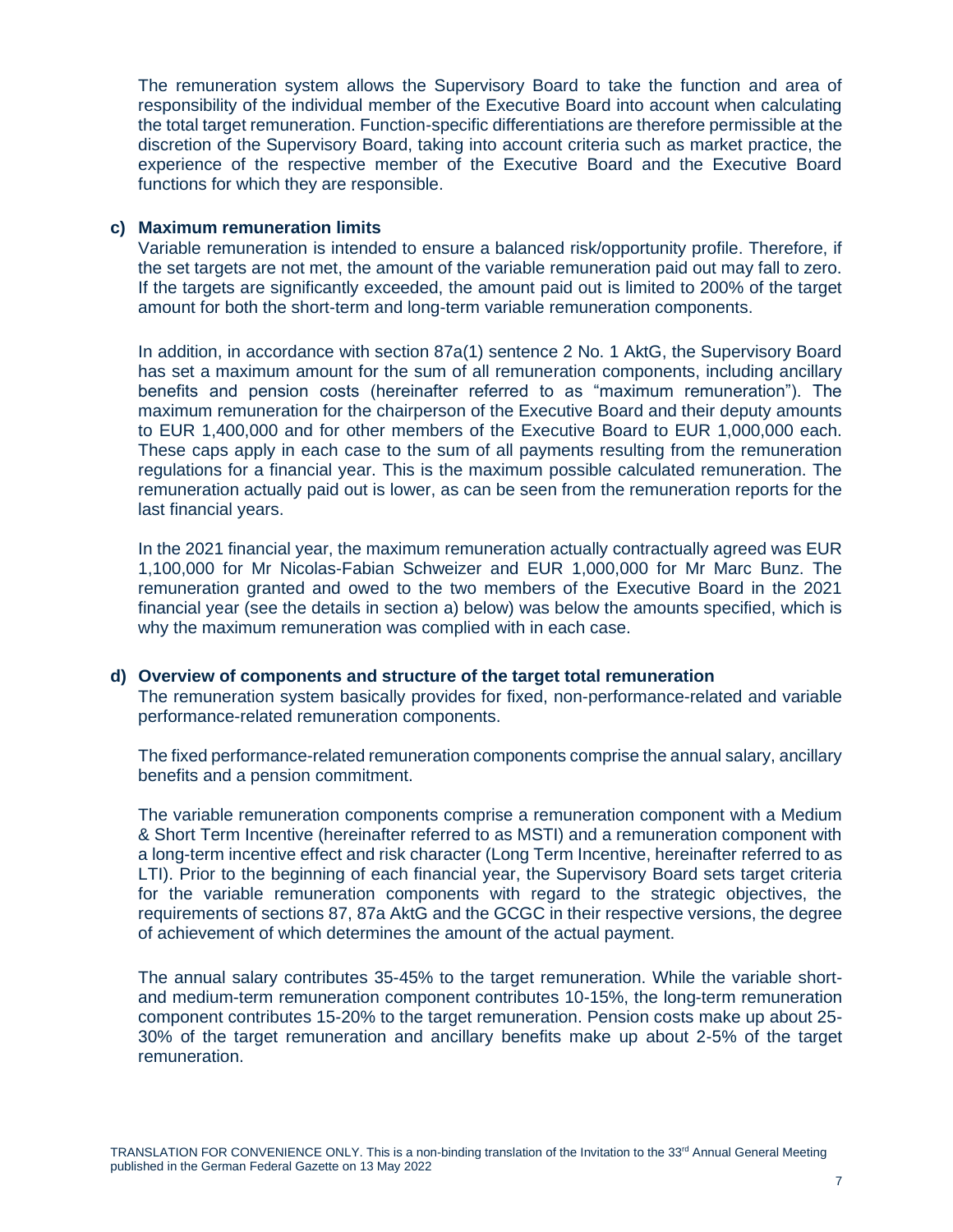The remuneration system allows the Supervisory Board to take the function and area of responsibility of the individual member of the Executive Board into account when calculating the total target remuneration. Function-specific differentiations are therefore permissible at the discretion of the Supervisory Board, taking into account criteria such as market practice, the experience of the respective member of the Executive Board and the Executive Board functions for which they are responsible.

**c) Maximum remuneration limits**

Variable remuneration is intended to ensure a balanced risk/opportunity profile. Therefore, if the set targets are not met, the amount of the variable remuneration paid out may fall to zero. If the targets are significantly exceeded, the amount paid out is limited to 200% of the target amount for both the short-term and long-term variable remuneration components.

In addition, in accordance with section 87a(1) sentence 2 No. 1 AktG, the Supervisory Board has set a maximum amount for the sum of all remuneration components, including ancillary benefits and pension costs (hereinafter referred to as "maximum remuneration"). The maximum remuneration for the chairperson of the Executive Board and their deputy amounts to EUR 1,400,000 and for other members of the Executive Board to EUR 1,000,000 each. These caps apply in each case to the sum of all payments resulting from the remuneration regulations for a financial year. This is the maximum possible calculated remuneration. The remuneration actually paid out is lower, as can be seen from the remuneration reports for the last financial years.

In the 2021 financial year, the maximum remuneration actually contractually agreed was EUR 1,100,000 for Mr Nicolas-Fabian Schweizer and EUR 1,000,000 for Mr Marc Bunz. The remuneration granted and owed to the two members of the Executive Board in the 2021 financial year (see the details in section a) below) was below the amounts specified, which is why the maximum remuneration was complied with in each case.

**d) Overview of components and structure of the target total remuneration**

The remuneration system basically provides for fixed, non-performance-related and variable performance-related remuneration components.

The fixed performance-related remuneration components comprise the annual salary, ancillary benefits and a pension commitment.

The variable remuneration components comprise a remuneration component with a Medium & Short Term Incentive (hereinafter referred to as MSTI) and a remuneration component with a long-term incentive effect and risk character (Long Term Incentive, hereinafter referred to as LTI). Prior to the beginning of each financial year, the Supervisory Board sets target criteria for the variable remuneration components with regard to the strategic objectives, the requirements of sections 87, 87a AktG and the GCGC in their respective versions, the degree of achievement of which determines the amount of the actual payment.

The annual salary contributes 35-45% to the target remuneration. While the variable short- and medium-term remuneration component contributes 10-15%, the long-term remuneration component contributes 15-20% to the target remuneration. Pension costs make up about 25-30% of the target remuneration and ancillary benefits make up about 2-5% of the target remuneration.

TRANSLATION FOR CONVENIENCE ONLY. This is a non-binding translation of the Invitation to the 33rd Annual General Meeting published in the German Federal Gazette on 13 May 2022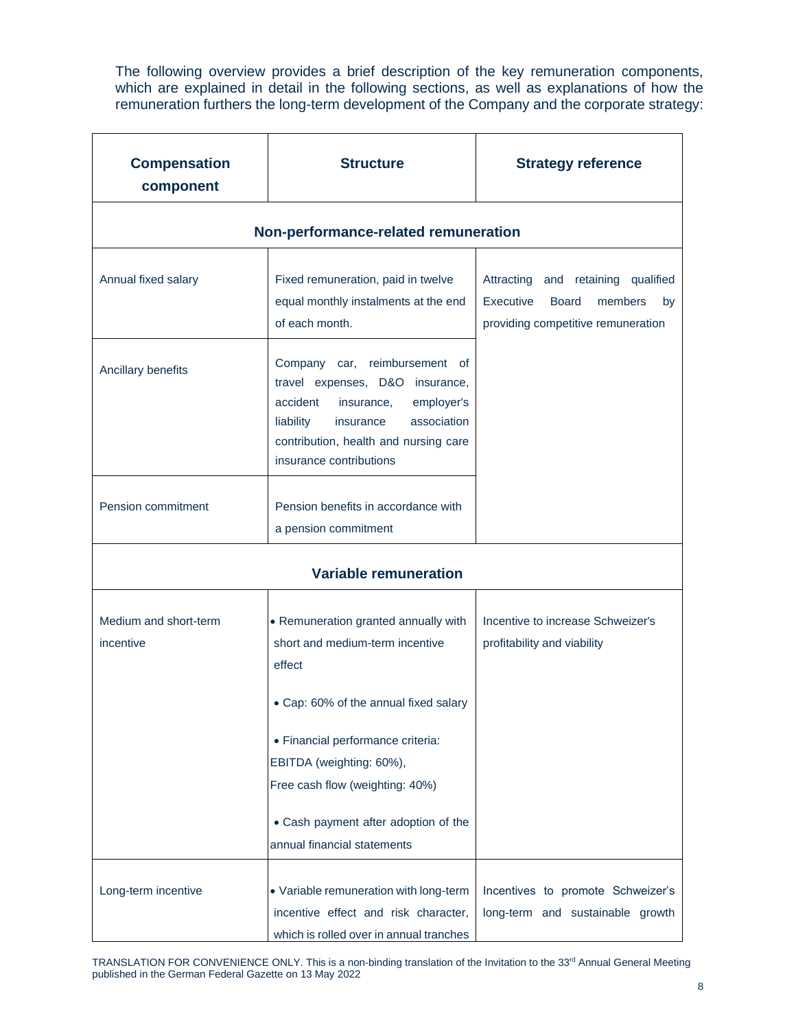The following overview provides a brief description of the key remuneration components, which are explained in detail in the following sections, as well as explanations of how the remuneration furthers the long-term development of the Company and the corporate strategy:

| Compensation component | Structure | Strategy reference |
|---|---|---|
| **Non-performance-related remuneration** | | |
| Annual fixed salary | Fixed remuneration, paid in twelve equal monthly instalments at the end of each month. | Attracting and retaining qualified Executive Board members by providing competitive remuneration |
| Ancillary benefits | Company car, reimbursement of travel expenses, D&O insurance, accident insurance, employer's liability insurance association contribution, health and nursing care insurance contributions | |
| Pension commitment | Pension benefits in accordance with a pension commitment | |
| **Variable remuneration** | | |
| Medium and short-term incentive | • Remuneration granted annually with short and medium-term incentive effect<br>• Cap: 60% of the annual fixed salary<br>• Financial performance criteria: EBITDA (weighting: 60%), Free cash flow (weighting: 40%)<br>• Cash payment after adoption of the annual financial statements | Incentive to increase Schweizer's profitability and viability |
| Long-term incentive | • Variable remuneration with long-term incentive effect and risk character, which is rolled over in annual tranches | Incentives to promote Schweizer's long-term and sustainable growth |

TRANSLATION FOR CONVENIENCE ONLY. This is a non-binding translation of the Invitation to the 33rd Annual General Meeting published in the German Federal Gazette on 13 May 2022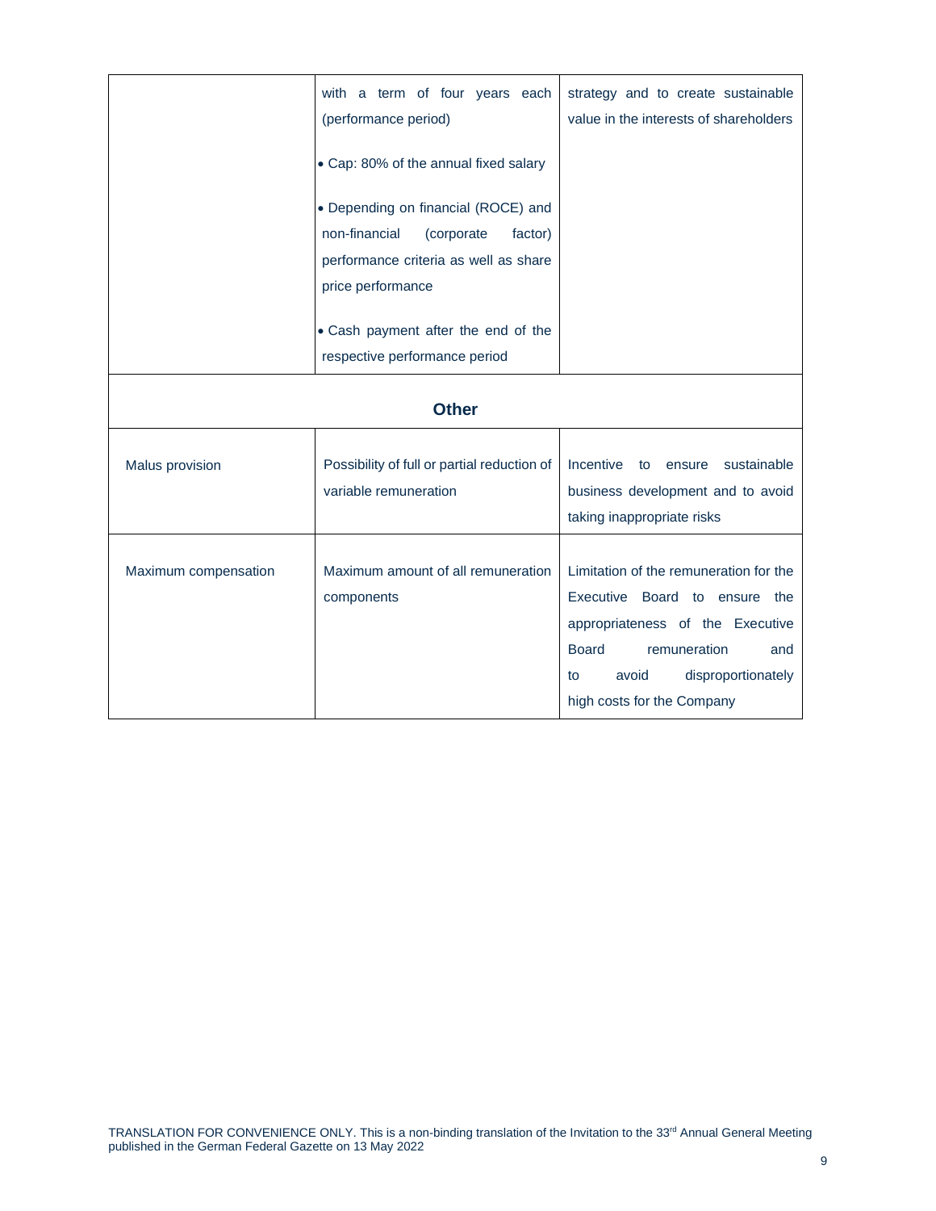|  |  |  |
|---|---|---|
|  | with a term of four years each (performance period)<br><br>• Cap: 80% of the annual fixed salary<br><br>• Depending on financial (ROCE) and non-financial (corporate factor) performance criteria as well as share price performance<br><br>• Cash payment after the end of the respective performance period | strategy and to create sustainable value in the interests of shareholders |
| **Other** | | |
| Malus provision | Possibility of full or partial reduction of variable remuneration | Incentive to ensure sustainable business development and to avoid taking inappropriate risks |
| Maximum compensation | Maximum amount of all remuneration components | Limitation of the remuneration for the Executive Board to ensure the appropriateness of the Executive Board remuneration and to avoid disproportionately high costs for the Company |

TRANSLATION FOR CONVENIENCE ONLY. This is a non-binding translation of the Invitation to the 33rd Annual General Meeting published in the German Federal Gazette on 13 May 2022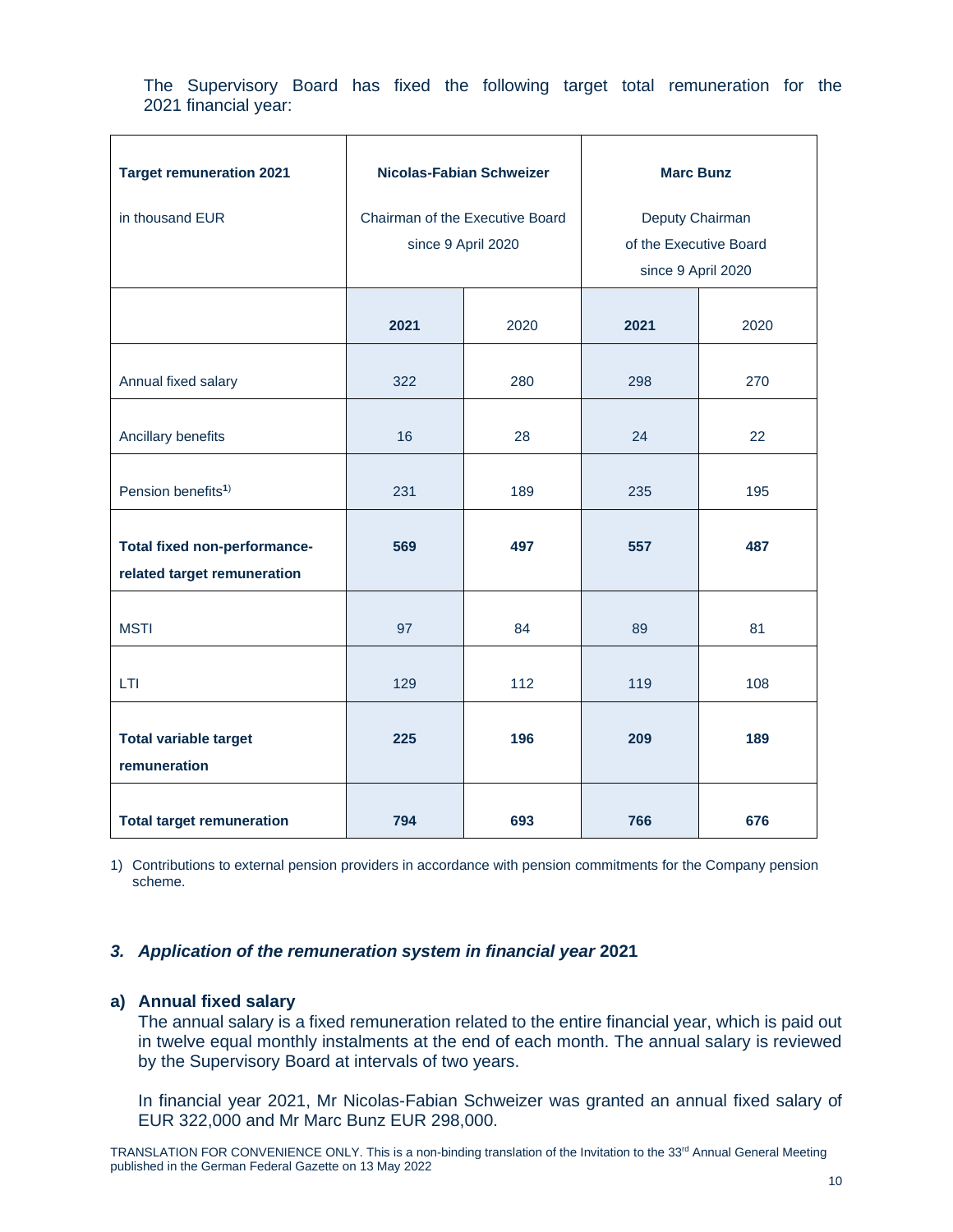The Supervisory Board has fixed the following target total remuneration for the 2021 financial year:

| **Target remuneration 2021**<br>in thousand EUR | **Nicolas-Fabian Schweizer**<br>Chairman of the Executive Board since 9 April 2020 | | **Marc Bunz**<br>Deputy Chairman of the Executive Board since 9 April 2020 | |
|---|---|---|---|---|
| | **2021** | 2020 | **2021** | 2020 |
| Annual fixed salary | 322 | 280 | 298 | 270 |
| Ancillary benefits | 16 | 28 | 24 | 22 |
| Pension benefits[1)] | 231 | 189 | 235 | 195 |
| **Total fixed non-performance-related target remuneration** | **569** | **497** | **557** | **487** |
| MSTI | 97 | 84 | 89 | 81 |
| LTI | 129 | 112 | 119 | 108 |
| **Total variable target remuneration** | **225** | **196** | **209** | **189** |
| **Total target remuneration** | **794** | **693** | **766** | **676** |

1) Contributions to external pension providers in accordance with pension commitments for the Company pension scheme.

### *3. Application of the remuneration system in financial year* 2021

#### a) Annual fixed salary

The annual salary is a fixed remuneration related to the entire financial year, which is paid out in twelve equal monthly instalments at the end of each month. The annual salary is reviewed by the Supervisory Board at intervals of two years.

In financial year 2021, Mr Nicolas-Fabian Schweizer was granted an annual fixed salary of EUR 322,000 and Mr Marc Bunz EUR 298,000.

TRANSLATION FOR CONVENIENCE ONLY. This is a non-binding translation of the Invitation to the 33rd Annual General Meeting published in the German Federal Gazette on 13 May 2022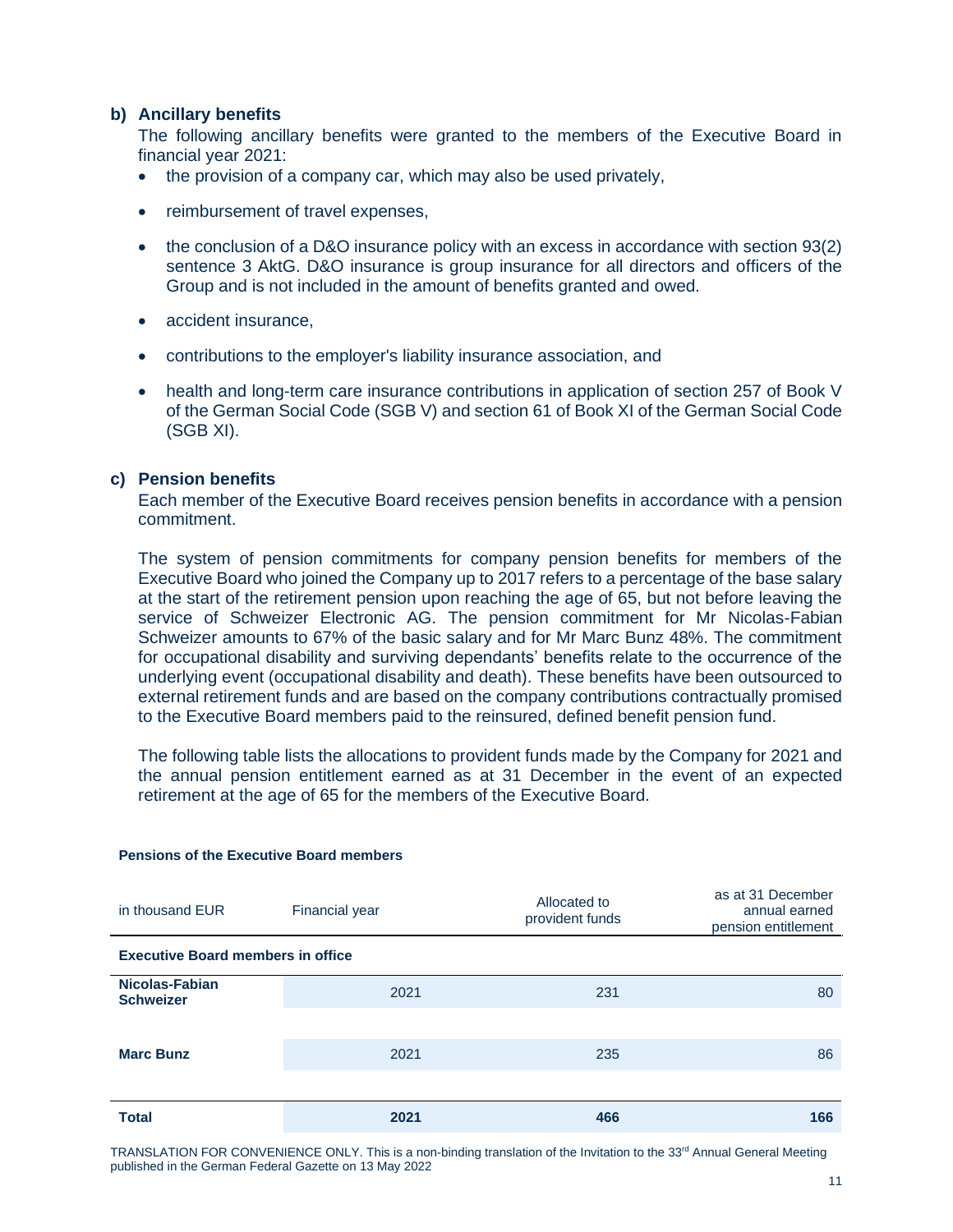**b) Ancillary benefits**

The following ancillary benefits were granted to the members of the Executive Board in financial year 2021:

- the provision of a company car, which may also be used privately,
- reimbursement of travel expenses,
- the conclusion of a D&O insurance policy with an excess in accordance with section 93(2) sentence 3 AktG. D&O insurance is group insurance for all directors and officers of the Group and is not included in the amount of benefits granted and owed.
- accident insurance,
- contributions to the employer's liability insurance association, and
- health and long-term care insurance contributions in application of section 257 of Book V of the German Social Code (SGB V) and section 61 of Book XI of the German Social Code (SGB XI).

**c) Pension benefits**

Each member of the Executive Board receives pension benefits in accordance with a pension commitment.

The system of pension commitments for company pension benefits for members of the Executive Board who joined the Company up to 2017 refers to a percentage of the base salary at the start of the retirement pension upon reaching the age of 65, but not before leaving the service of Schweizer Electronic AG. The pension commitment for Mr Nicolas-Fabian Schweizer amounts to 67% of the basic salary and for Mr Marc Bunz 48%. The commitment for occupational disability and surviving dependants' benefits relate to the occurrence of the underlying event (occupational disability and death). These benefits have been outsourced to external retirement funds and are based on the company contributions contractually promised to the Executive Board members paid to the reinsured, defined benefit pension fund.

The following table lists the allocations to provident funds made by the Company for 2021 and the annual pension entitlement earned as at 31 December in the event of an expected retirement at the age of 65 for the members of the Executive Board.

**Pensions of the Executive Board members**

| in thousand EUR | Financial year | Allocated to provident funds | as at 31 December annual earned pension entitlement |
|---|---|---|---|
| **Executive Board members in office** | | | |
| **Nicolas-Fabian Schweizer** | 2021 | 231 | 80 |
| **Marc Bunz** | 2021 | 235 | 86 |
| **Total** | **2021** | **466** | **166** |

TRANSLATION FOR CONVENIENCE ONLY. This is a non-binding translation of the Invitation to the 33rd Annual General Meeting published in the German Federal Gazette on 13 May 2022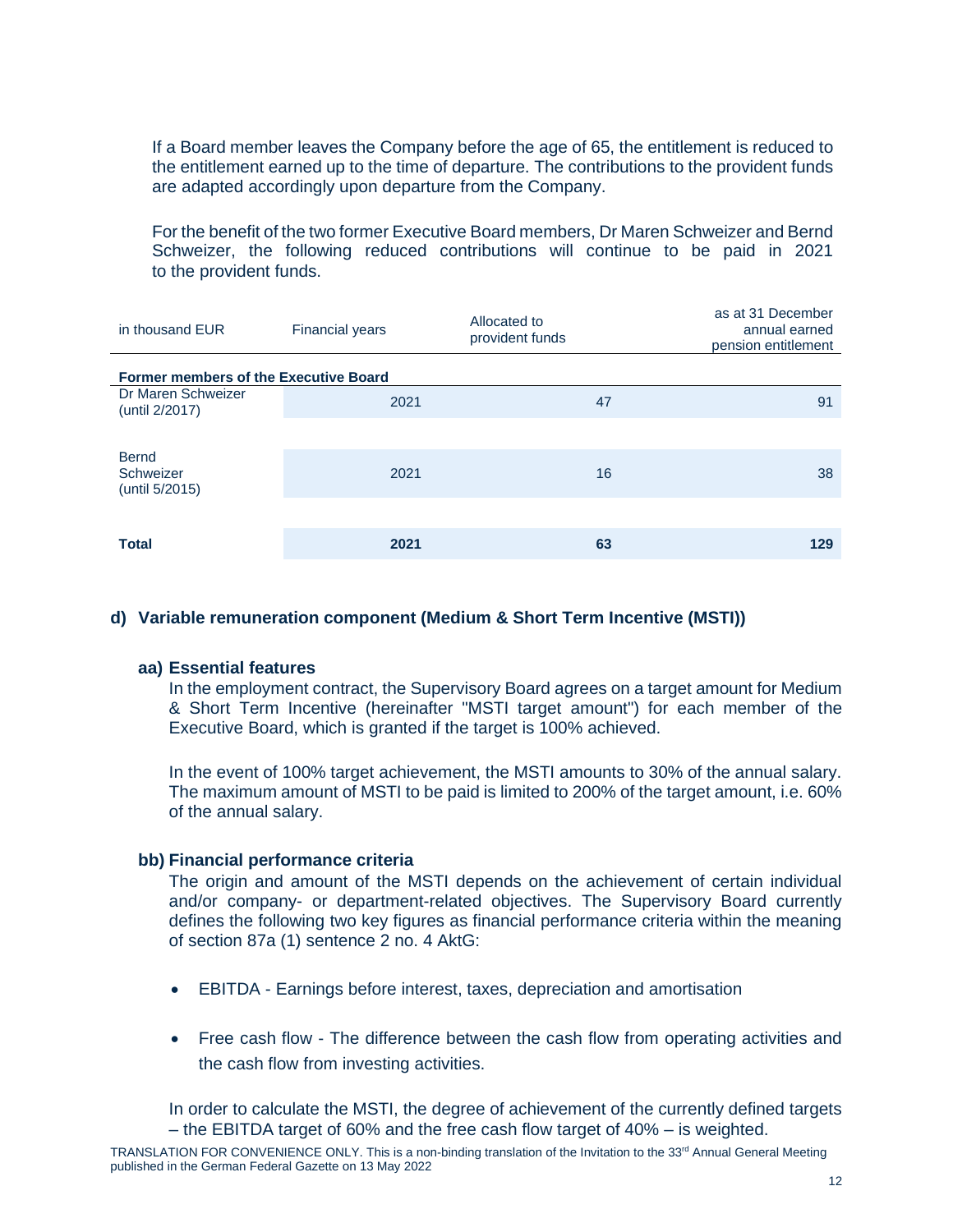If a Board member leaves the Company before the age of 65, the entitlement is reduced to the entitlement earned up to the time of departure. The contributions to the provident funds are adapted accordingly upon departure from the Company.

For the benefit of the two former Executive Board members, Dr Maren Schweizer and Bernd Schweizer, the following reduced contributions will continue to be paid in 2021 to the provident funds.

| in thousand EUR | Financial years | Allocated to provident funds | as at 31 December annual earned pension entitlement |
|---|---|---|---|
| **Former members of the Executive Board** | | | |
| Dr Maren Schweizer (until 2/2017) | 2021 | 47 | 91 |
| Bernd Schweizer (until 5/2015) | 2021 | 16 | 38 |
| **Total** | **2021** | **63** | **129** |

## d) Variable remuneration component (Medium & Short Term Incentive (MSTI))

### aa) Essential features

In the employment contract, the Supervisory Board agrees on a target amount for Medium & Short Term Incentive (hereinafter "MSTI target amount") for each member of the Executive Board, which is granted if the target is 100% achieved.

In the event of 100% target achievement, the MSTI amounts to 30% of the annual salary. The maximum amount of MSTI to be paid is limited to 200% of the target amount, i.e. 60% of the annual salary.

### bb) Financial performance criteria

The origin and amount of the MSTI depends on the achievement of certain individual and/or company- or department-related objectives. The Supervisory Board currently defines the following two key figures as financial performance criteria within the meaning of section 87a (1) sentence 2 no. 4 AktG:

- EBITDA - Earnings before interest, taxes, depreciation and amortisation
- Free cash flow - The difference between the cash flow from operating activities and the cash flow from investing activities.

In order to calculate the MSTI, the degree of achievement of the currently defined targets – the EBITDA target of 60% and the free cash flow target of 40% – is weighted.

TRANSLATION FOR CONVENIENCE ONLY. This is a non-binding translation of the Invitation to the 33rd Annual General Meeting published in the German Federal Gazette on 13 May 2022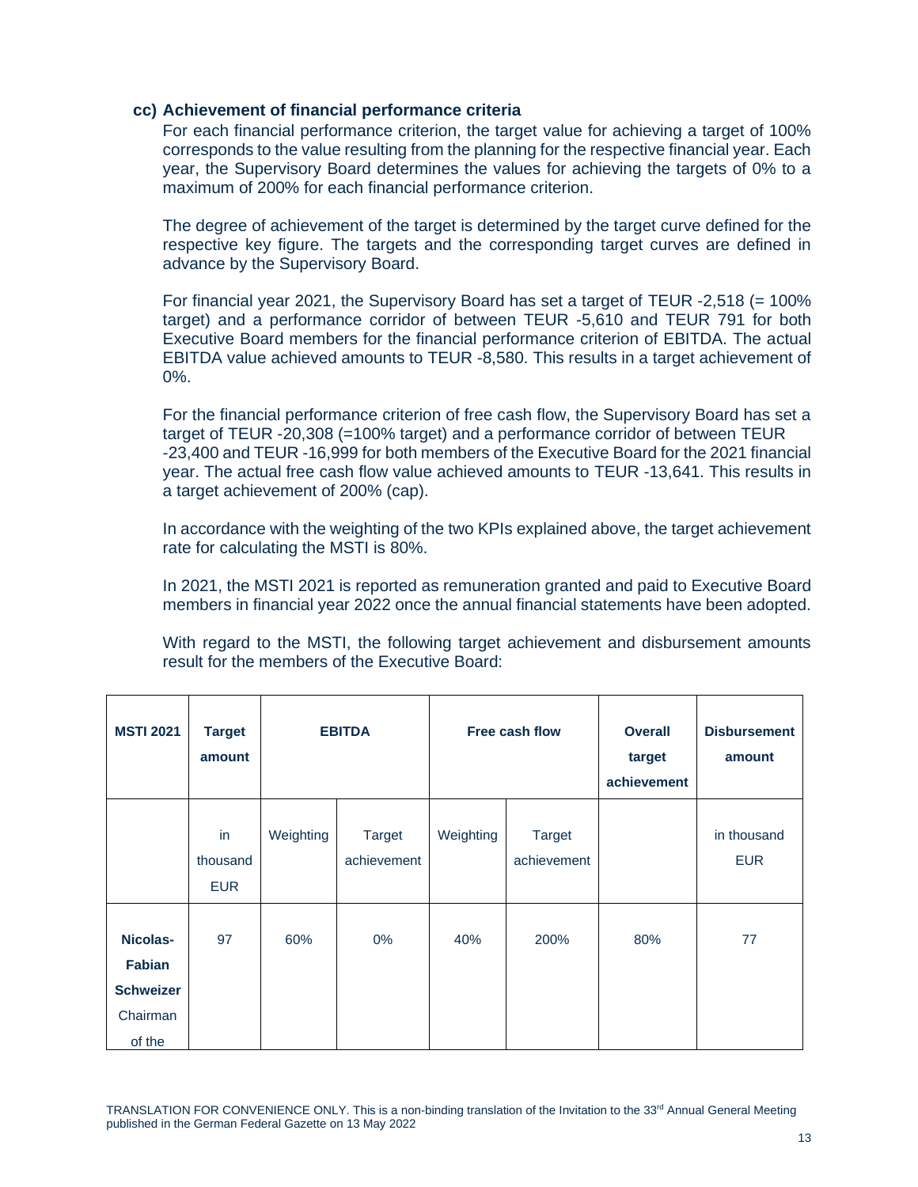#### cc) Achievement of financial performance criteria

For each financial performance criterion, the target value for achieving a target of 100% corresponds to the value resulting from the planning for the respective financial year. Each year, the Supervisory Board determines the values for achieving the targets of 0% to a maximum of 200% for each financial performance criterion.

The degree of achievement of the target is determined by the target curve defined for the respective key figure. The targets and the corresponding target curves are defined in advance by the Supervisory Board.

For financial year 2021, the Supervisory Board has set a target of TEUR -2,518 (= 100% target) and a performance corridor of between TEUR -5,610 and TEUR 791 for both Executive Board members for the financial performance criterion of EBITDA. The actual EBITDA value achieved amounts to TEUR -8,580. This results in a target achievement of 0%.

For the financial performance criterion of free cash flow, the Supervisory Board has set a target of TEUR -20,308 (=100% target) and a performance corridor of between TEUR -23,400 and TEUR -16,999 for both members of the Executive Board for the 2021 financial year. The actual free cash flow value achieved amounts to TEUR -13,641. This results in a target achievement of 200% (cap).

In accordance with the weighting of the two KPIs explained above, the target achievement rate for calculating the MSTI is 80%.

In 2021, the MSTI 2021 is reported as remuneration granted and paid to Executive Board members in financial year 2022 once the annual financial statements have been adopted.

With regard to the MSTI, the following target achievement and disbursement amounts result for the members of the Executive Board:

| **MSTI 2021** | **Target amount** | **EBITDA** | | **Free cash flow** | | **Overall target achievement** | **Disbursement amount** |
|---|---|---|---|---|---|---|---|
| | in thousand EUR | Weighting | Target achievement | Weighting | Target achievement | | in thousand EUR |
| **Nicolas-Fabian Schweizer** Chairman of the | 97 | 60% | 0% | 40% | 200% | 80% | 77 |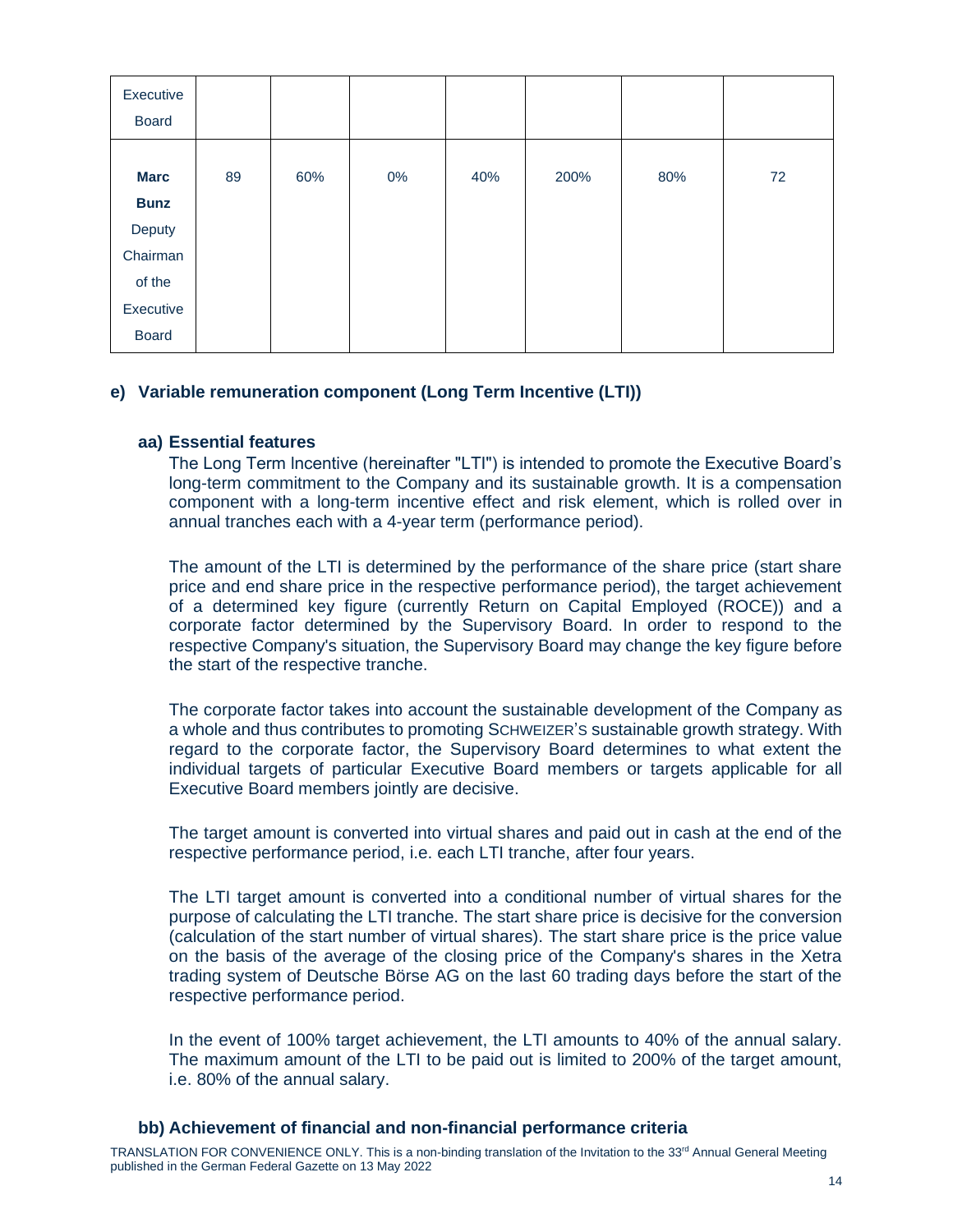| | | | | | | | |
|---|---|---|---|---|---|---|---|
| Executive Board | | | | | | | |
| **Marc Bunz** Deputy Chairman of the Executive Board | 89 | 60% | 0% | 40% | 200% | 80% | 72 |

## e) Variable remuneration component (Long Term Incentive (LTI))

### aa) Essential features

The Long Term Incentive (hereinafter "LTI") is intended to promote the Executive Board's long-term commitment to the Company and its sustainable growth. It is a compensation component with a long-term incentive effect and risk element, which is rolled over in annual tranches each with a 4-year term (performance period).

The amount of the LTI is determined by the performance of the share price (start share price and end share price in the respective performance period), the target achievement of a determined key figure (currently Return on Capital Employed (ROCE)) and a corporate factor determined by the Supervisory Board. In order to respond to the respective Company's situation, the Supervisory Board may change the key figure before the start of the respective tranche.

The corporate factor takes into account the sustainable development of the Company as a whole and thus contributes to promoting SCHWEIZER's sustainable growth strategy. With regard to the corporate factor, the Supervisory Board determines to what extent the individual targets of particular Executive Board members or targets applicable for all Executive Board members jointly are decisive.

The target amount is converted into virtual shares and paid out in cash at the end of the respective performance period, i.e. each LTI tranche, after four years.

The LTI target amount is converted into a conditional number of virtual shares for the purpose of calculating the LTI tranche. The start share price is decisive for the conversion (calculation of the start number of virtual shares). The start share price is the price value on the basis of the average of the closing price of the Company's shares in the Xetra trading system of Deutsche Börse AG on the last 60 trading days before the start of the respective performance period.

In the event of 100% target achievement, the LTI amounts to 40% of the annual salary. The maximum amount of the LTI to be paid out is limited to 200% of the target amount, i.e. 80% of the annual salary.

### bb) Achievement of financial and non-financial performance criteria

TRANSLATION FOR CONVENIENCE ONLY. This is a non-binding translation of the Invitation to the 33rd Annual General Meeting published in the German Federal Gazette on 13 May 2022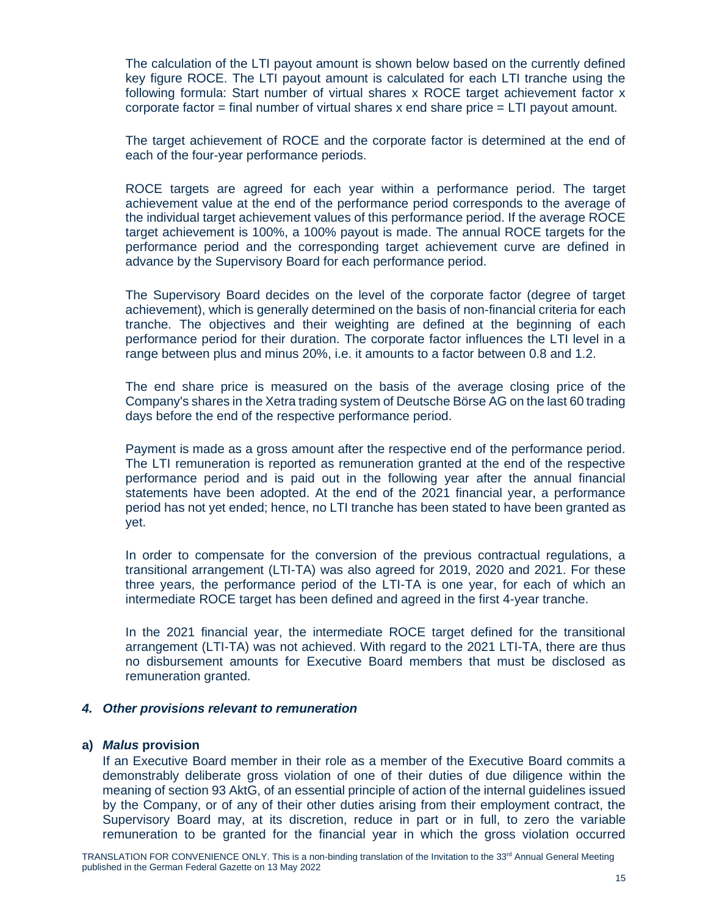The calculation of the LTI payout amount is shown below based on the currently defined key figure ROCE. The LTI payout amount is calculated for each LTI tranche using the following formula: Start number of virtual shares x ROCE target achievement factor x corporate factor = final number of virtual shares x end share price = LTI payout amount.

The target achievement of ROCE and the corporate factor is determined at the end of each of the four-year performance periods.

ROCE targets are agreed for each year within a performance period. The target achievement value at the end of the performance period corresponds to the average of the individual target achievement values of this performance period. If the average ROCE target achievement is 100%, a 100% payout is made. The annual ROCE targets for the performance period and the corresponding target achievement curve are defined in advance by the Supervisory Board for each performance period.

The Supervisory Board decides on the level of the corporate factor (degree of target achievement), which is generally determined on the basis of non-financial criteria for each tranche. The objectives and their weighting are defined at the beginning of each performance period for their duration. The corporate factor influences the LTI level in a range between plus and minus 20%, i.e. it amounts to a factor between 0.8 and 1.2.

The end share price is measured on the basis of the average closing price of the Company's shares in the Xetra trading system of Deutsche Börse AG on the last 60 trading days before the end of the respective performance period.

Payment is made as a gross amount after the respective end of the performance period. The LTI remuneration is reported as remuneration granted at the end of the respective performance period and is paid out in the following year after the annual financial statements have been adopted. At the end of the 2021 financial year, a performance period has not yet ended; hence, no LTI tranche has been stated to have been granted as yet.

In order to compensate for the conversion of the previous contractual regulations, a transitional arrangement (LTI-TA) was also agreed for 2019, 2020 and 2021. For these three years, the performance period of the LTI-TA is one year, for each of which an intermediate ROCE target has been defined and agreed in the first 4-year tranche.

In the 2021 financial year, the intermediate ROCE target defined for the transitional arrangement (LTI-TA) was not achieved. With regard to the 2021 LTI-TA, there are thus no disbursement amounts for Executive Board members that must be disclosed as remuneration granted.

### *4. Other provisions relevant to remuneration*

#### a) *Malus* provision

If an Executive Board member in their role as a member of the Executive Board commits a demonstrably deliberate gross violation of one of their duties of due diligence within the meaning of section 93 AktG, of an essential principle of action of the internal guidelines issued by the Company, or of any of their other duties arising from their employment contract, the Supervisory Board may, at its discretion, reduce in part or in full, to zero the variable remuneration to be granted for the financial year in which the gross violation occurred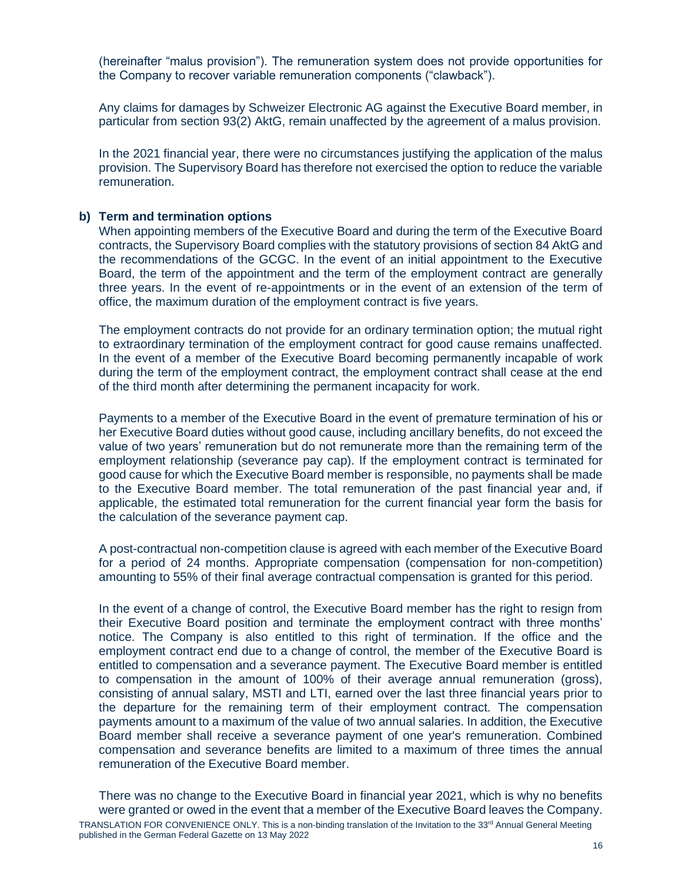(hereinafter "malus provision"). The remuneration system does not provide opportunities for the Company to recover variable remuneration components ("clawback").

Any claims for damages by Schweizer Electronic AG against the Executive Board member, in particular from section 93(2) AktG, remain unaffected by the agreement of a malus provision.

In the 2021 financial year, there were no circumstances justifying the application of the malus provision. The Supervisory Board has therefore not exercised the option to reduce the variable remuneration.

**b) Term and termination options**

When appointing members of the Executive Board and during the term of the Executive Board contracts, the Supervisory Board complies with the statutory provisions of section 84 AktG and the recommendations of the GCGC. In the event of an initial appointment to the Executive Board, the term of the appointment and the term of the employment contract are generally three years. In the event of re-appointments or in the event of an extension of the term of office, the maximum duration of the employment contract is five years.

The employment contracts do not provide for an ordinary termination option; the mutual right to extraordinary termination of the employment contract for good cause remains unaffected. In the event of a member of the Executive Board becoming permanently incapable of work during the term of the employment contract, the employment contract shall cease at the end of the third month after determining the permanent incapacity for work.

Payments to a member of the Executive Board in the event of premature termination of his or her Executive Board duties without good cause, including ancillary benefits, do not exceed the value of two years' remuneration but do not remunerate more than the remaining term of the employment relationship (severance pay cap). If the employment contract is terminated for good cause for which the Executive Board member is responsible, no payments shall be made to the Executive Board member. The total remuneration of the past financial year and, if applicable, the estimated total remuneration for the current financial year form the basis for the calculation of the severance payment cap.

A post-contractual non-competition clause is agreed with each member of the Executive Board for a period of 24 months. Appropriate compensation (compensation for non-competition) amounting to 55% of their final average contractual compensation is granted for this period.

In the event of a change of control, the Executive Board member has the right to resign from their Executive Board position and terminate the employment contract with three months' notice. The Company is also entitled to this right of termination. If the office and the employment contract end due to a change of control, the member of the Executive Board is entitled to compensation and a severance payment. The Executive Board member is entitled to compensation in the amount of 100% of their average annual remuneration (gross), consisting of annual salary, MSTI and LTI, earned over the last three financial years prior to the departure for the remaining term of their employment contract. The compensation payments amount to a maximum of the value of two annual salaries. In addition, the Executive Board member shall receive a severance payment of one year's remuneration. Combined compensation and severance benefits are limited to a maximum of three times the annual remuneration of the Executive Board member.

There was no change to the Executive Board in financial year 2021, which is why no benefits were granted or owed in the event that a member of the Executive Board leaves the Company.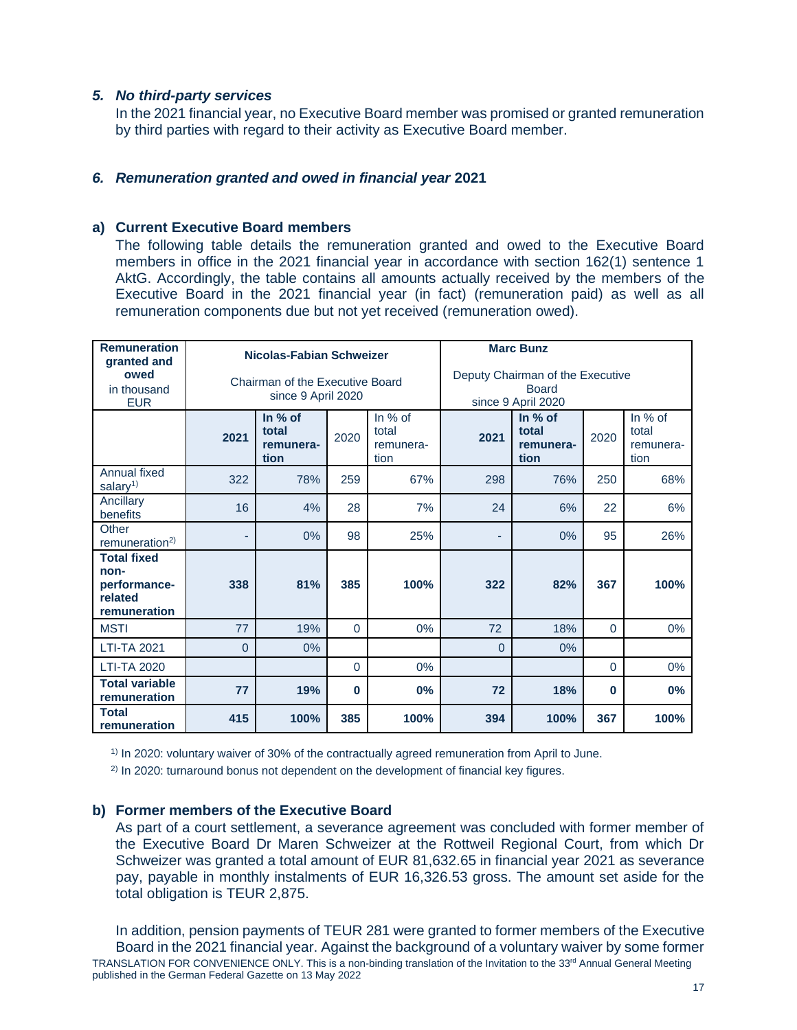*5. No third-party services*

In the 2021 financial year, no Executive Board member was promised or granted remuneration by third parties with regard to their activity as Executive Board member.

### *6. Remuneration granted and owed in financial year* **2021**

**a) Current Executive Board members**

The following table details the remuneration granted and owed to the Executive Board members in office in the 2021 financial year in accordance with section 162(1) sentence 1 AktG. Accordingly, the table contains all amounts actually received by the members of the Executive Board in the 2021 financial year (in fact) (remuneration paid) as well as all remuneration components due but not yet received (remuneration owed).

| **Remuneration granted and owed** in thousand EUR | **Nicolas-Fabian Schweizer** Chairman of the Executive Board since 9 April 2020 | | | | **Marc Bunz** Deputy Chairman of the Executive Board since 9 April 2020 | | | |
|---|---|---|---|---|---|---|---|---|
| | **2021** | **In % of total remunera-tion** | 2020 | In % of total remunera-tion | **2021** | **In % of total remunera-tion** | 2020 | In % of total remunera-tion |
| Annual fixed salary[1)] | 322 | 78% | 259 | 67% | 298 | 76% | 250 | 68% |
| Ancillary benefits | 16 | 4% | 28 | 7% | 24 | 6% | 22 | 6% |
| Other remuneration[2)] | - | 0% | 98 | 25% | - | 0% | 95 | 26% |
| **Total fixed non-performance-related remuneration** | **338** | **81%** | **385** | **100%** | **322** | **82%** | **367** | **100%** |
| MSTI | 77 | 19% | 0 | 0% | 72 | 18% | 0 | 0% |
| LTI-TA 2021 | 0 | 0% | | | 0 | 0% | | |
| LTI-TA 2020 | | | 0 | 0% | | | 0 | 0% |
| **Total variable remuneration** | **77** | **19%** | **0** | **0%** | **72** | **18%** | **0** | **0%** |
| **Total remuneration** | **415** | **100%** | **385** | **100%** | **394** | **100%** | **367** | **100%** |

[1)] In 2020: voluntary waiver of 30% of the contractually agreed remuneration from April to June.

[2)] In 2020: turnaround bonus not dependent on the development of financial key figures.

**b) Former members of the Executive Board**

As part of a court settlement, a severance agreement was concluded with former member of the Executive Board Dr Maren Schweizer at the Rottweil Regional Court, from which Dr Schweizer was granted a total amount of EUR 81,632.65 in financial year 2021 as severance pay, payable in monthly instalments of EUR 16,326.53 gross. The amount set aside for the total obligation is TEUR 2,875.

In addition, pension payments of TEUR 281 were granted to former members of the Executive Board in the 2021 financial year. Against the background of a voluntary waiver by some former

TRANSLATION FOR CONVENIENCE ONLY. This is a non-binding translation of the Invitation to the 33rd Annual General Meeting published in the German Federal Gazette on 13 May 2022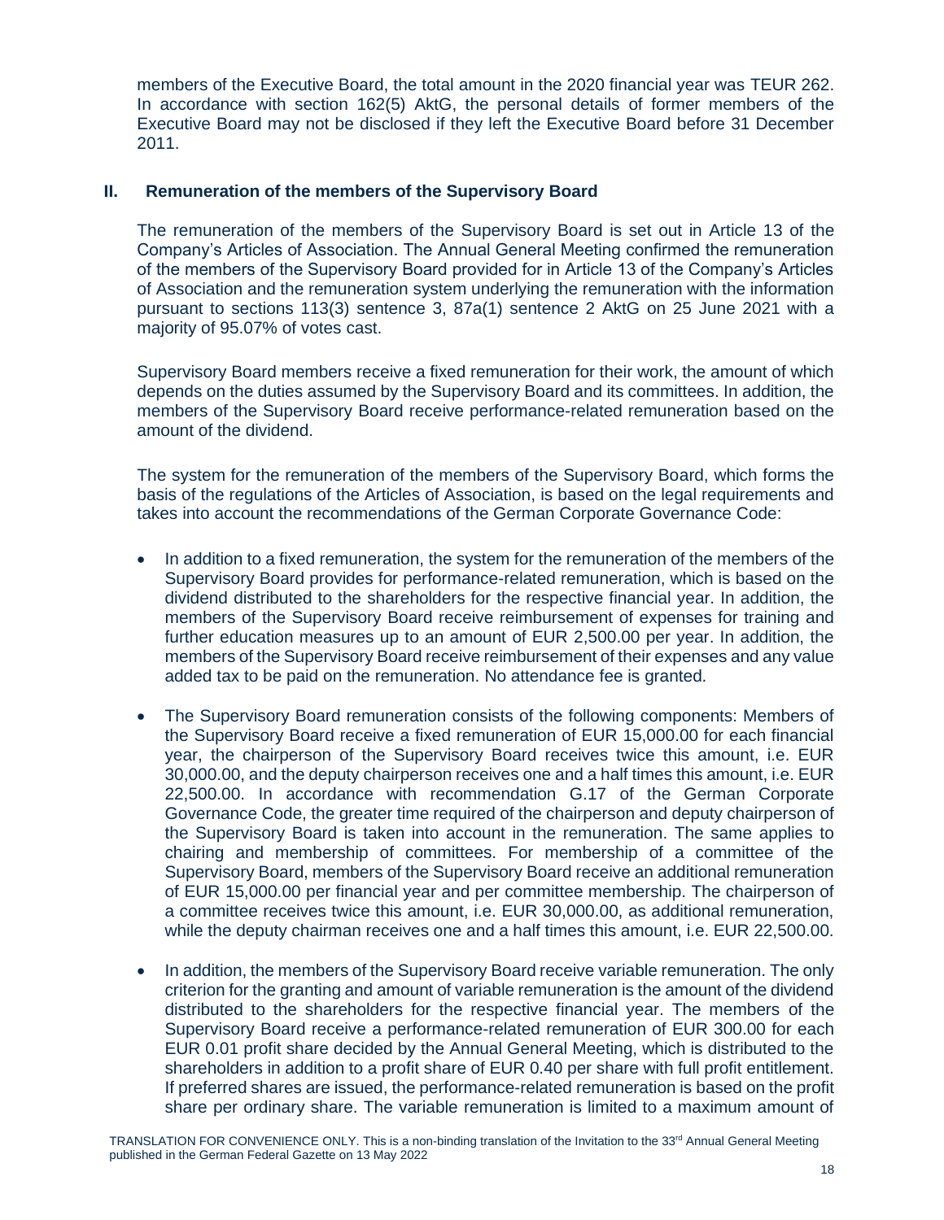members of the Executive Board, the total amount in the 2020 financial year was TEUR 262. In accordance with section 162(5) AktG, the personal details of former members of the Executive Board may not be disclosed if they left the Executive Board before 31 December 2011.

## II. Remuneration of the members of the Supervisory Board

The remuneration of the members of the Supervisory Board is set out in Article 13 of the Company's Articles of Association. The Annual General Meeting confirmed the remuneration of the members of the Supervisory Board provided for in Article 13 of the Company's Articles of Association and the remuneration system underlying the remuneration with the information pursuant to sections 113(3) sentence 3, 87a(1) sentence 2 AktG on 25 June 2021 with a majority of 95.07% of votes cast.

Supervisory Board members receive a fixed remuneration for their work, the amount of which depends on the duties assumed by the Supervisory Board and its committees. In addition, the members of the Supervisory Board receive performance-related remuneration based on the amount of the dividend.

The system for the remuneration of the members of the Supervisory Board, which forms the basis of the regulations of the Articles of Association, is based on the legal requirements and takes into account the recommendations of the German Corporate Governance Code:

- In addition to a fixed remuneration, the system for the remuneration of the members of the Supervisory Board provides for performance-related remuneration, which is based on the dividend distributed to the shareholders for the respective financial year. In addition, the members of the Supervisory Board receive reimbursement of expenses for training and further education measures up to an amount of EUR 2,500.00 per year. In addition, the members of the Supervisory Board receive reimbursement of their expenses and any value added tax to be paid on the remuneration. No attendance fee is granted.

- The Supervisory Board remuneration consists of the following components: Members of the Supervisory Board receive a fixed remuneration of EUR 15,000.00 for each financial year, the chairperson of the Supervisory Board receives twice this amount, i.e. EUR 30,000.00, and the deputy chairperson receives one and a half times this amount, i.e. EUR 22,500.00. In accordance with recommendation G.17 of the German Corporate Governance Code, the greater time required of the chairperson and deputy chairperson of the Supervisory Board is taken into account in the remuneration. The same applies to chairing and membership of committees. For membership of a committee of the Supervisory Board, members of the Supervisory Board receive an additional remuneration of EUR 15,000.00 per financial year and per committee membership. The chairperson of a committee receives twice this amount, i.e. EUR 30,000.00, as additional remuneration, while the deputy chairman receives one and a half times this amount, i.e. EUR 22,500.00.

- In addition, the members of the Supervisory Board receive variable remuneration. The only criterion for the granting and amount of variable remuneration is the amount of the dividend distributed to the shareholders for the respective financial year. The members of the Supervisory Board receive a performance-related remuneration of EUR 300.00 for each EUR 0.01 profit share decided by the Annual General Meeting, which is distributed to the shareholders in addition to a profit share of EUR 0.40 per share with full profit entitlement. If preferred shares are issued, the performance-related remuneration is based on the profit share per ordinary share. The variable remuneration is limited to a maximum amount of

TRANSLATION FOR CONVENIENCE ONLY. This is a non-binding translation of the Invitation to the 33rd Annual General Meeting published in the German Federal Gazette on 13 May 2022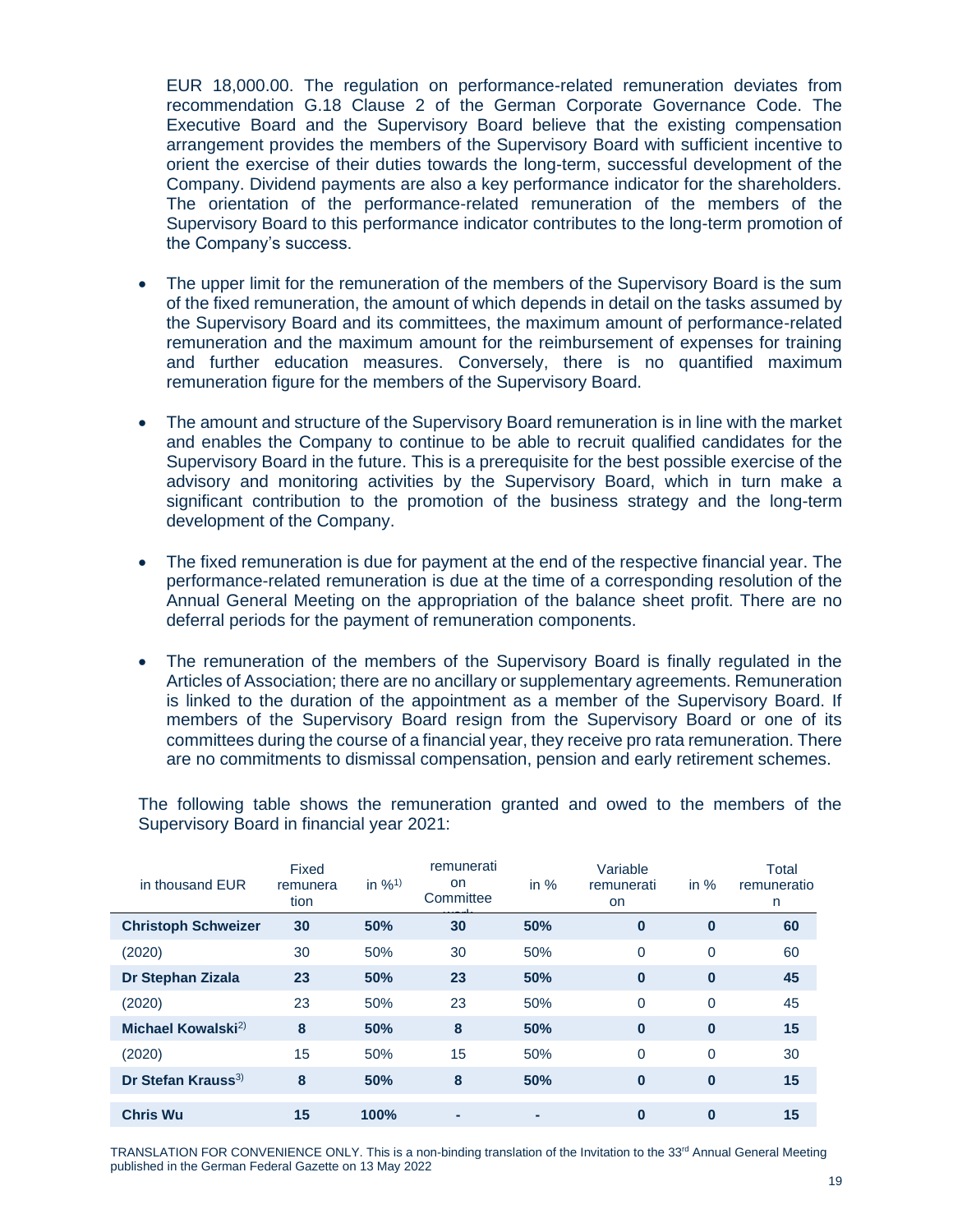EUR 18,000.00. The regulation on performance-related remuneration deviates from recommendation G.18 Clause 2 of the German Corporate Governance Code. The Executive Board and the Supervisory Board believe that the existing compensation arrangement provides the members of the Supervisory Board with sufficient incentive to orient the exercise of their duties towards the long-term, successful development of the Company. Dividend payments are also a key performance indicator for the shareholders. The orientation of the performance-related remuneration of the members of the Supervisory Board to this performance indicator contributes to the long-term promotion of the Company's success.

- The upper limit for the remuneration of the members of the Supervisory Board is the sum of the fixed remuneration, the amount of which depends in detail on the tasks assumed by the Supervisory Board and its committees, the maximum amount of performance-related remuneration and the maximum amount for the reimbursement of expenses for training and further education measures. Conversely, there is no quantified maximum remuneration figure for the members of the Supervisory Board.

- The amount and structure of the Supervisory Board remuneration is in line with the market and enables the Company to continue to be able to recruit qualified candidates for the Supervisory Board in the future. This is a prerequisite for the best possible exercise of the advisory and monitoring activities by the Supervisory Board, which in turn make a significant contribution to the promotion of the business strategy and the long-term development of the Company.

- The fixed remuneration is due for payment at the end of the respective financial year. The performance-related remuneration is due at the time of a corresponding resolution of the Annual General Meeting on the appropriation of the balance sheet profit. There are no deferral periods for the payment of remuneration components.

- The remuneration of the members of the Supervisory Board is finally regulated in the Articles of Association; there are no ancillary or supplementary agreements. Remuneration is linked to the duration of the appointment as a member of the Supervisory Board. If members of the Supervisory Board resign from the Supervisory Board or one of its committees during the course of a financial year, they receive pro rata remuneration. There are no commitments to dismissal compensation, pension and early retirement schemes.

The following table shows the remuneration granted and owed to the members of the Supervisory Board in financial year 2021:

| in thousand EUR | Fixed remuneration | in %[1)] | remuneration Committee work | in % | Variable remuneration | in % | Total remuneration |
|---|---|---|---|---|---|---|---|
| **Christoph Schweizer** | **30** | **50%** | **30** | **50%** | **0** | **0** | **60** |
| (2020) | 30 | 50% | 30 | 50% | 0 | 0 | 60 |
| **Dr Stephan Zizala** | **23** | **50%** | **23** | **50%** | **0** | **0** | **45** |
| (2020) | 23 | 50% | 23 | 50% | 0 | 0 | 45 |
| **Michael Kowalski[2)]** | **8** | **50%** | **8** | **50%** | **0** | **0** | **15** |
| (2020) | 15 | 50% | 15 | 50% | 0 | 0 | 30 |
| **Dr Stefan Krauss[3)]** | **8** | **50%** | **8** | **50%** | **0** | **0** | **15** |
| **Chris Wu** | **15** | **100%** | **-** | **-** | **0** | **0** | **15** |

TRANSLATION FOR CONVENIENCE ONLY. This is a non-binding translation of the Invitation to the 33rd Annual General Meeting published in the German Federal Gazette on 13 May 2022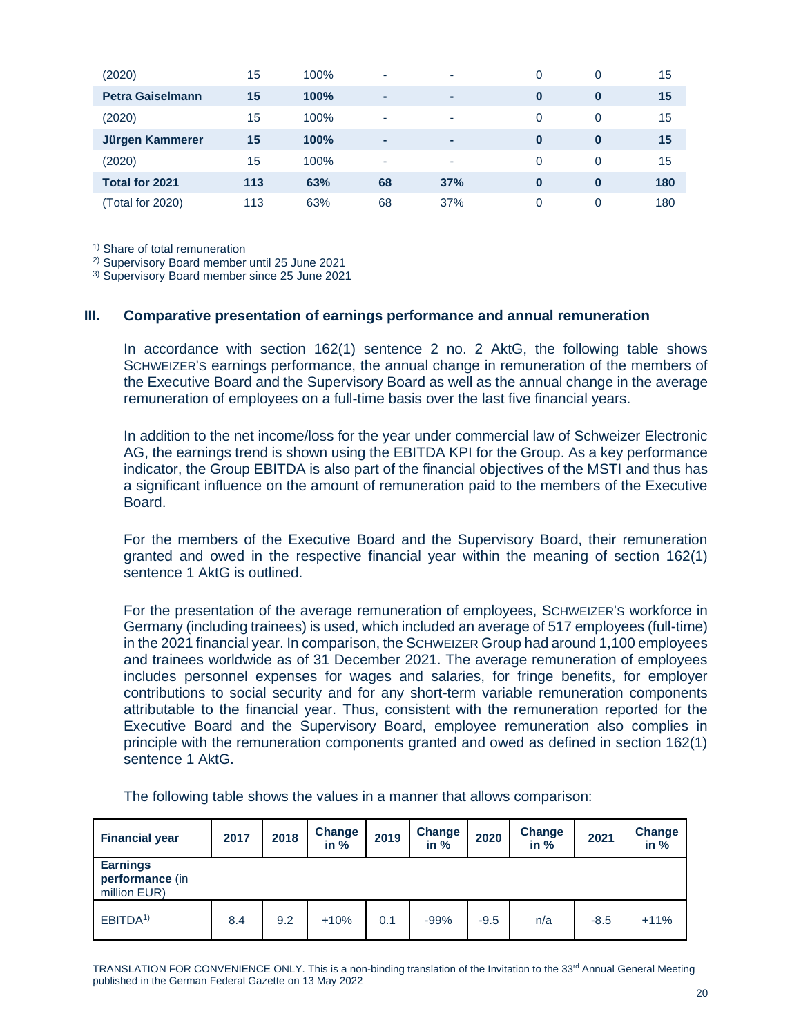| | | | | | | | |
|---|---|---|---|---|---|---|---|
| (2020) | 15 | 100% | - | - | 0 | 0 | 15 |
| **Petra Gaiselmann** | **15** | **100%** | **-** | **-** | **0** | **0** | **15** |
| (2020) | 15 | 100% | - | - | 0 | 0 | 15 |
| **Jürgen Kammerer** | **15** | **100%** | **-** | **-** | **0** | **0** | **15** |
| (2020) | 15 | 100% | - | - | 0 | 0 | 15 |
| **Total for 2021** | **113** | **63%** | **68** | **37%** | **0** | **0** | **180** |
| (Total for 2020) | 113 | 63% | 68 | 37% | 0 | 0 | 180 |

1) Share of total remuneration
2) Supervisory Board member until 25 June 2021
3) Supervisory Board member since 25 June 2021

## III. Comparative presentation of earnings performance and annual remuneration

In accordance with section 162(1) sentence 2 no. 2 AktG, the following table shows SCHWEIZER'S earnings performance, the annual change in remuneration of the members of the Executive Board and the Supervisory Board as well as the annual change in the average remuneration of employees on a full-time basis over the last five financial years.

In addition to the net income/loss for the year under commercial law of Schweizer Electronic AG, the earnings trend is shown using the EBITDA KPI for the Group. As a key performance indicator, the Group EBITDA is also part of the financial objectives of the MSTI and thus has a significant influence on the amount of remuneration paid to the members of the Executive Board.

For the members of the Executive Board and the Supervisory Board, their remuneration granted and owed in the respective financial year within the meaning of section 162(1) sentence 1 AktG is outlined.

For the presentation of the average remuneration of employees, SCHWEIZER'S workforce in Germany (including trainees) is used, which included an average of 517 employees (full-time) in the 2021 financial year. In comparison, the SCHWEIZER Group had around 1,100 employees and trainees worldwide as of 31 December 2021. The average remuneration of employees includes personnel expenses for wages and salaries, for fringe benefits, for employer contributions to social security and for any short-term variable remuneration components attributable to the financial year. Thus, consistent with the remuneration reported for the Executive Board and the Supervisory Board, employee remuneration also complies in principle with the remuneration components granted and owed as defined in section 162(1) sentence 1 AktG.

The following table shows the values in a manner that allows comparison:

| Financial year | 2017 | 2018 | Change in % | 2019 | Change in % | 2020 | Change in % | 2021 | Change in % |
|---|---|---|---|---|---|---|---|---|---|
| **Earnings performance** (in million EUR) | | | | | | | | | |
| EBITDA[1] | 8.4 | 9.2 | +10% | 0.1 | -99% | -9.5 | n/a | -8.5 | +11% |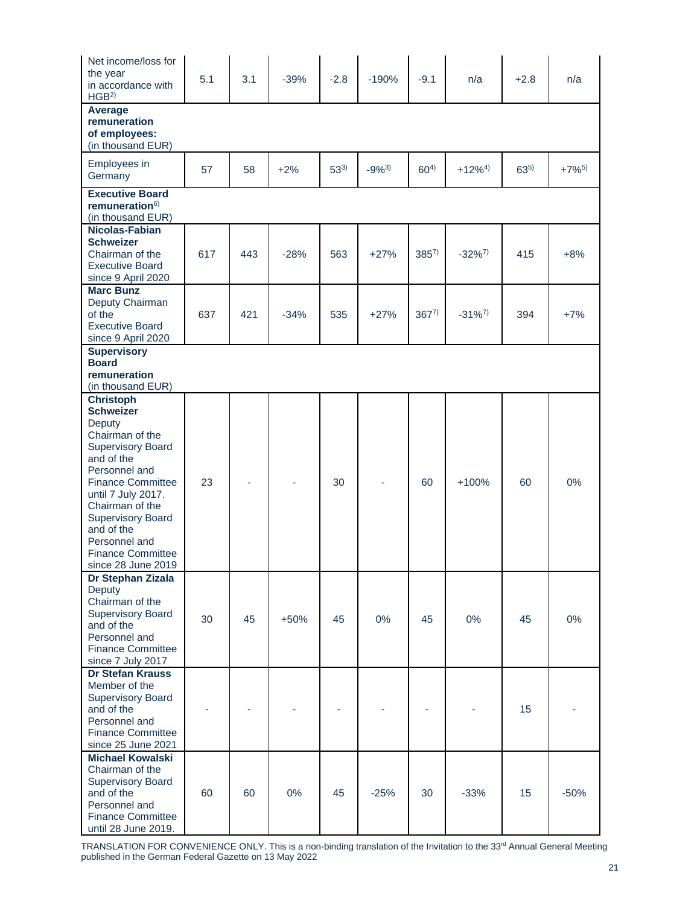| | | | | | | | | | |
|---|---|---|---|---|---|---|---|---|---|
| Net income/loss for the year in accordance with HGB[2] | 5.1 | 3.1 | -39% | -2.8 | -190% | -9.1 | n/a | +2.8 | n/a |
| **Average remuneration of employees:** (in thousand EUR) | | | | | | | | | |
| Employees in Germany | 57 | 58 | +2% | 53[3] | -9%[3] | 60[4] | +12%[4] | 63[5] | +7%[5] |
| **Executive Board remuneration**[6] (in thousand EUR) | | | | | | | | | |
| **Nicolas-Fabian Schweizer** Chairman of the Executive Board since 9 April 2020 | 617 | 443 | -28% | 563 | +27% | 385[7] | -32%[7] | 415 | +8% |
| **Marc Bunz** Deputy Chairman of the Executive Board since 9 April 2020 | 637 | 421 | -34% | 535 | +27% | 367[7] | -31%[7] | 394 | +7% |
| **Supervisory Board remuneration** (in thousand EUR) | | | | | | | | | |
| **Christoph Schweizer** Deputy Chairman of the Supervisory Board and of the Personnel and Finance Committee until 7 July 2017. Chairman of the Supervisory Board and of the Personnel and Finance Committee since 28 June 2019 | 23 | - | - | 30 | - | 60 | +100% | 60 | 0% |
| **Dr Stephan Zizala** Deputy Chairman of the Supervisory Board and of the Personnel and Finance Committee since 7 July 2017 | 30 | 45 | +50% | 45 | 0% | 45 | 0% | 45 | 0% |
| **Dr Stefan Krauss** Member of the Supervisory Board and of the Personnel and Finance Committee since 25 June 2021 | - | - | - | - | - | - | - | 15 | - |
| **Michael Kowalski** Chairman of the Supervisory Board and of the Personnel and Finance Committee until 28 June 2019. | 60 | 60 | 0% | 45 | -25% | 30 | -33% | 15 | -50% |

TRANSLATION FOR CONVENIENCE ONLY. This is a non-binding translation of the Invitation to the 33rd Annual General Meeting published in the German Federal Gazette on 13 May 2022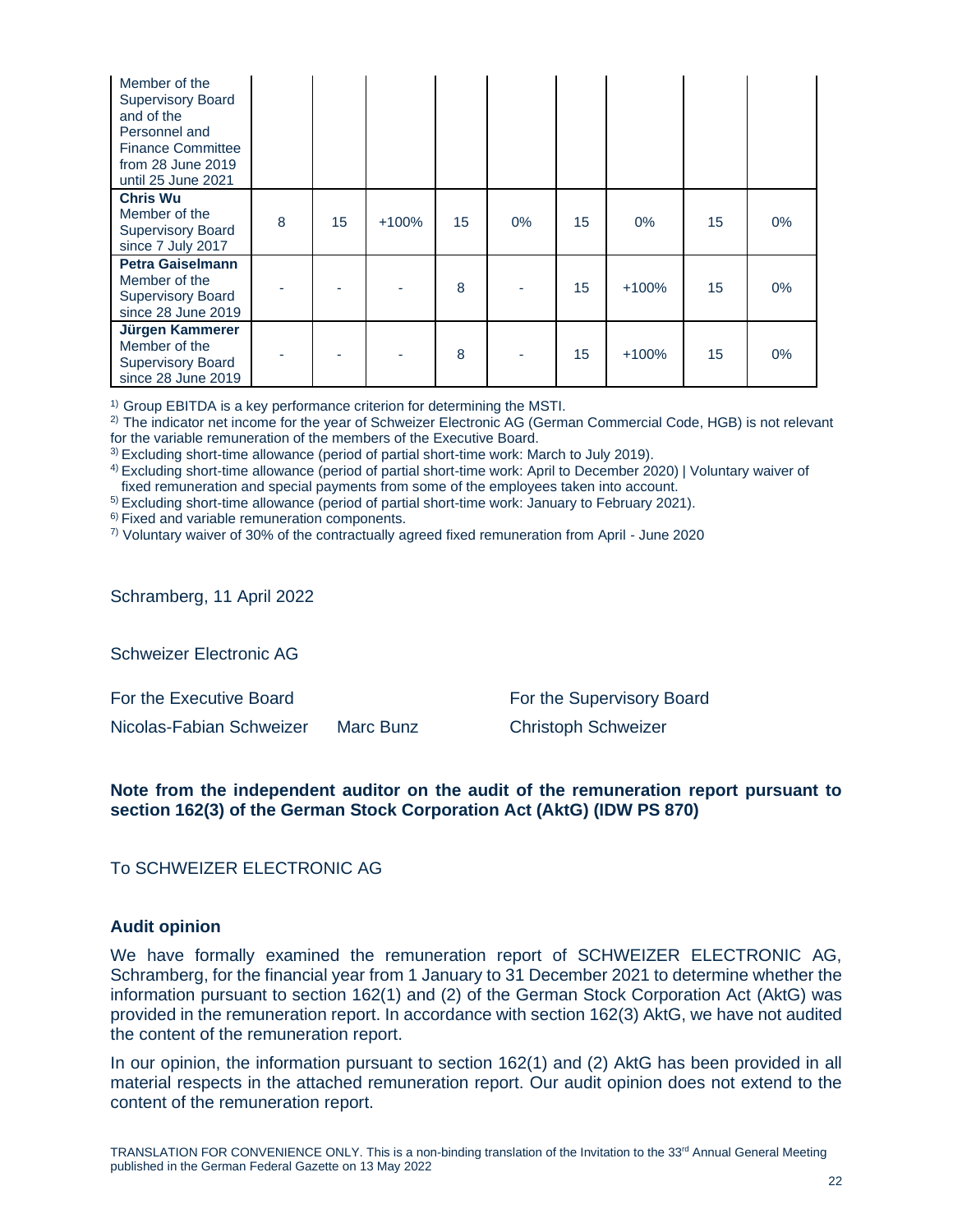| | | | | | | | | | |
|---|---|---|---|---|---|---|---|---|---|
| Member of the Supervisory Board and of the Personnel and Finance Committee from 28 June 2019 until 25 June 2021 | | | | | | | | | |
| **Chris Wu** Member of the Supervisory Board since 7 July 2017 | 8 | 15 | +100% | 15 | 0% | 15 | 0% | 15 | 0% |
| **Petra Gaiselmann** Member of the Supervisory Board since 28 June 2019 | - | - | - | 8 | - | 15 | +100% | 15 | 0% |
| **Jürgen Kammerer** Member of the Supervisory Board since 28 June 2019 | - | - | - | 8 | - | 15 | +100% | 15 | 0% |

[1] Group EBITDA is a key performance criterion for determining the MSTI.

[2] The indicator net income for the year of Schweizer Electronic AG (German Commercial Code, HGB) is not relevant for the variable remuneration of the members of the Executive Board.

[3] Excluding short-time allowance (period of partial short-time work: March to July 2019).

[4] Excluding short-time allowance (period of partial short-time work: April to December 2020) | Voluntary waiver of fixed remuneration and special payments from some of the employees taken into account.

[5] Excluding short-time allowance (period of partial short-time work: January to February 2021).

[6] Fixed and variable remuneration components.

[7] Voluntary waiver of 30% of the contractually agreed fixed remuneration from April - June 2020

Schramberg, 11 April 2022

Schweizer Electronic AG

For the Executive Board

Nicolas-Fabian Schweizer    Marc Bunz

For the Supervisory Board

Christoph Schweizer

**Note from the independent auditor on the audit of the remuneration report pursuant to section 162(3) of the German Stock Corporation Act (AktG) (IDW PS 870)**

To SCHWEIZER ELECTRONIC AG

**Audit opinion**

We have formally examined the remuneration report of SCHWEIZER ELECTRONIC AG, Schramberg, for the financial year from 1 January to 31 December 2021 to determine whether the information pursuant to section 162(1) and (2) of the German Stock Corporation Act (AktG) was provided in the remuneration report. In accordance with section 162(3) AktG, we have not audited the content of the remuneration report.

In our opinion, the information pursuant to section 162(1) and (2) AktG has been provided in all material respects in the attached remuneration report. Our audit opinion does not extend to the content of the remuneration report.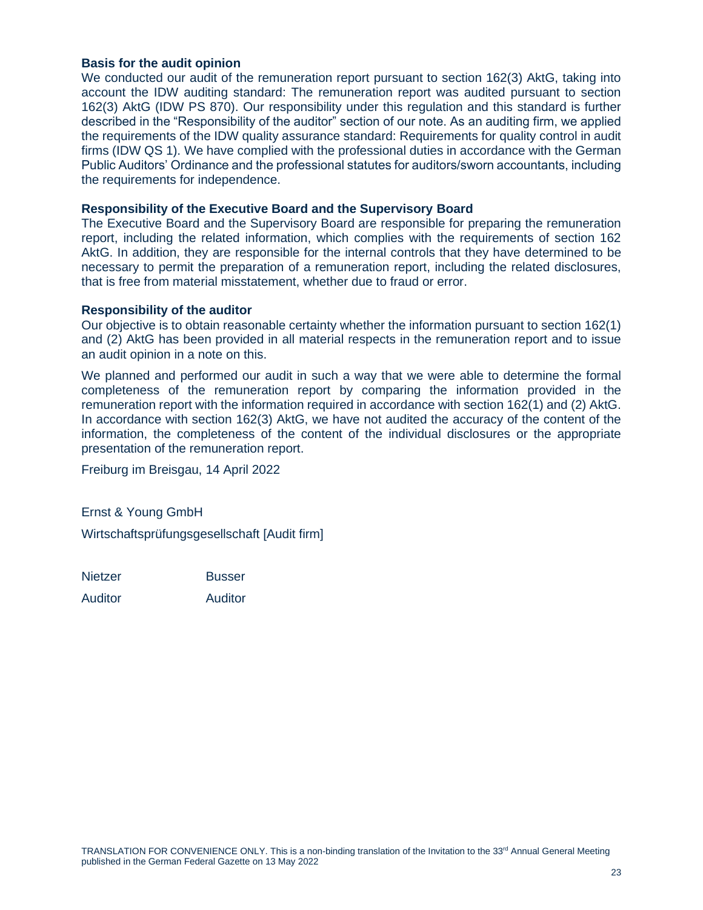**Basis for the audit opinion**

We conducted our audit of the remuneration report pursuant to section 162(3) AktG, taking into account the IDW auditing standard: The remuneration report was audited pursuant to section 162(3) AktG (IDW PS 870). Our responsibility under this regulation and this standard is further described in the "Responsibility of the auditor" section of our note. As an auditing firm, we applied the requirements of the IDW quality assurance standard: Requirements for quality control in audit firms (IDW QS 1). We have complied with the professional duties in accordance with the German Public Auditors' Ordinance and the professional statutes for auditors/sworn accountants, including the requirements for independence.

**Responsibility of the Executive Board and the Supervisory Board**

The Executive Board and the Supervisory Board are responsible for preparing the remuneration report, including the related information, which complies with the requirements of section 162 AktG. In addition, they are responsible for the internal controls that they have determined to be necessary to permit the preparation of a remuneration report, including the related disclosures, that is free from material misstatement, whether due to fraud or error.

**Responsibility of the auditor**

Our objective is to obtain reasonable certainty whether the information pursuant to section 162(1) and (2) AktG has been provided in all material respects in the remuneration report and to issue an audit opinion in a note on this.

We planned and performed our audit in such a way that we were able to determine the formal completeness of the remuneration report by comparing the information provided in the remuneration report with the information required in accordance with section 162(1) and (2) AktG. In accordance with section 162(3) AktG, we have not audited the accuracy of the content of the information, the completeness of the content of the individual disclosures or the appropriate presentation of the remuneration report.

Freiburg im Breisgau, 14 April 2022

Ernst & Young GmbH

Wirtschaftsprüfungsgesellschaft [Audit firm]

| Nietzer | Busser |
|---|---|
| Auditor | Auditor |

TRANSLATION FOR CONVENIENCE ONLY. This is a non-binding translation of the Invitation to the 33rd Annual General Meeting published in the German Federal Gazette on 13 May 2022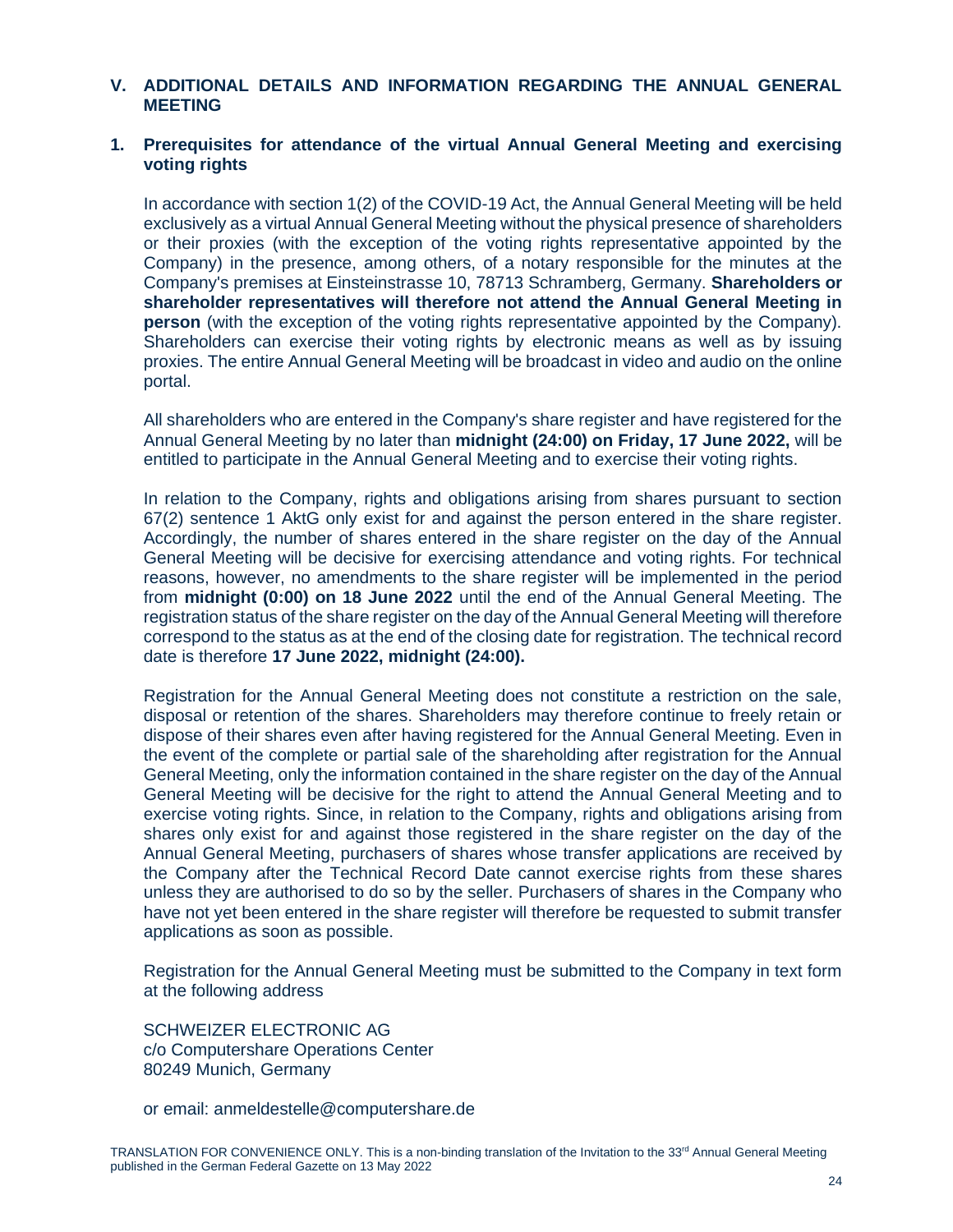## V. ADDITIONAL DETAILS AND INFORMATION REGARDING THE ANNUAL GENERAL MEETING

### 1. Prerequisites for attendance of the virtual Annual General Meeting and exercising voting rights

In accordance with section 1(2) of the COVID-19 Act, the Annual General Meeting will be held exclusively as a virtual Annual General Meeting without the physical presence of shareholders or their proxies (with the exception of the voting rights representative appointed by the Company) in the presence, among others, of a notary responsible for the minutes at the Company's premises at Einsteinstrasse 10, 78713 Schramberg, Germany. **Shareholders or shareholder representatives will therefore not attend the Annual General Meeting in person** (with the exception of the voting rights representative appointed by the Company). Shareholders can exercise their voting rights by electronic means as well as by issuing proxies. The entire Annual General Meeting will be broadcast in video and audio on the online portal.

All shareholders who are entered in the Company's share register and have registered for the Annual General Meeting by no later than **midnight (24:00) on Friday, 17 June 2022,** will be entitled to participate in the Annual General Meeting and to exercise their voting rights.

In relation to the Company, rights and obligations arising from shares pursuant to section 67(2) sentence 1 AktG only exist for and against the person entered in the share register. Accordingly, the number of shares entered in the share register on the day of the Annual General Meeting will be decisive for exercising attendance and voting rights. For technical reasons, however, no amendments to the share register will be implemented in the period from **midnight (0:00) on 18 June 2022** until the end of the Annual General Meeting. The registration status of the share register on the day of the Annual General Meeting will therefore correspond to the status as at the end of the closing date for registration. The technical record date is therefore **17 June 2022, midnight (24:00).**

Registration for the Annual General Meeting does not constitute a restriction on the sale, disposal or retention of the shares. Shareholders may therefore continue to freely retain or dispose of their shares even after having registered for the Annual General Meeting. Even in the event of the complete or partial sale of the shareholding after registration for the Annual General Meeting, only the information contained in the share register on the day of the Annual General Meeting will be decisive for the right to attend the Annual General Meeting and to exercise voting rights. Since, in relation to the Company, rights and obligations arising from shares only exist for and against those registered in the share register on the day of the Annual General Meeting, purchasers of shares whose transfer applications are received by the Company after the Technical Record Date cannot exercise rights from these shares unless they are authorised to do so by the seller. Purchasers of shares in the Company who have not yet been entered in the share register will therefore be requested to submit transfer applications as soon as possible.

Registration for the Annual General Meeting must be submitted to the Company in text form at the following address

SCHWEIZER ELECTRONIC AG
c/o Computershare Operations Center
80249 Munich, Germany

or email: anmeldestelle@computershare.de

TRANSLATION FOR CONVENIENCE ONLY. This is a non-binding translation of the Invitation to the 33rd Annual General Meeting published in the German Federal Gazette on 13 May 2022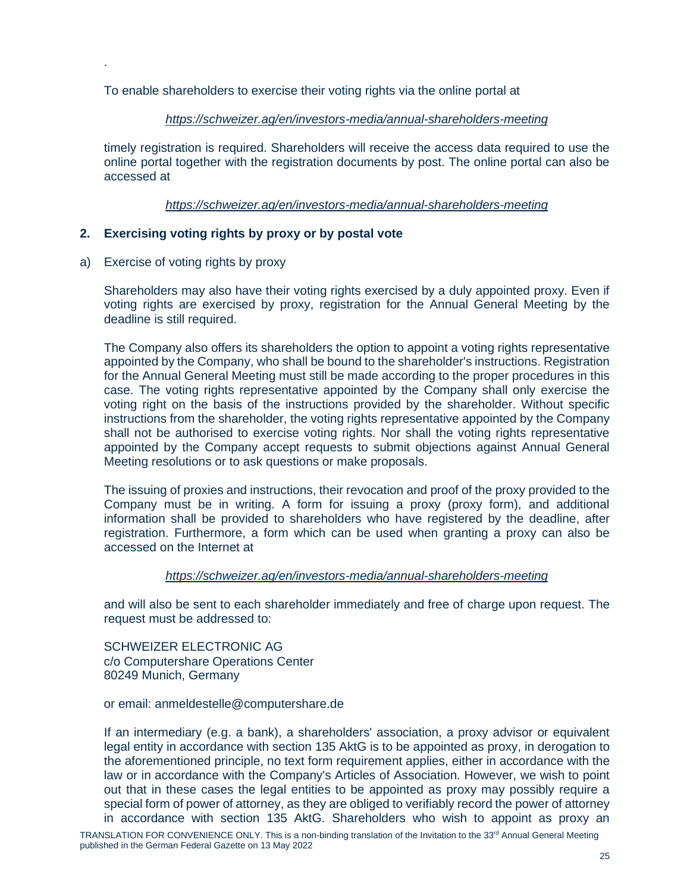.

To enable shareholders to exercise their voting rights via the online portal at

*https://schweizer.ag/en/investors-media/annual-shareholders-meeting*

timely registration is required. Shareholders will receive the access data required to use the online portal together with the registration documents by post. The online portal can also be accessed at

*https://schweizer.ag/en/investors-media/annual-shareholders-meeting*

## 2. Exercising voting rights by proxy or by postal vote

a) Exercise of voting rights by proxy

Shareholders may also have their voting rights exercised by a duly appointed proxy. Even if voting rights are exercised by proxy, registration for the Annual General Meeting by the deadline is still required.

The Company also offers its shareholders the option to appoint a voting rights representative appointed by the Company, who shall be bound to the shareholder's instructions. Registration for the Annual General Meeting must still be made according to the proper procedures in this case. The voting rights representative appointed by the Company shall only exercise the voting right on the basis of the instructions provided by the shareholder. Without specific instructions from the shareholder, the voting rights representative appointed by the Company shall not be authorised to exercise voting rights. Nor shall the voting rights representative appointed by the Company accept requests to submit objections against Annual General Meeting resolutions or to ask questions or make proposals.

The issuing of proxies and instructions, their revocation and proof of the proxy provided to the Company must be in writing. A form for issuing a proxy (proxy form), and additional information shall be provided to shareholders who have registered by the deadline, after registration. Furthermore, a form which can be used when granting a proxy can also be accessed on the Internet at

*https://schweizer.ag/en/investors-media/annual-shareholders-meeting*

and will also be sent to each shareholder immediately and free of charge upon request. The request must be addressed to:

SCHWEIZER ELECTRONIC AG
c/o Computershare Operations Center
80249 Munich, Germany

or email: anmeldestelle@computershare.de

If an intermediary (e.g. a bank), a shareholders' association, a proxy advisor or equivalent legal entity in accordance with section 135 AktG is to be appointed as proxy, in derogation to the aforementioned principle, no text form requirement applies, either in accordance with the law or in accordance with the Company's Articles of Association. However, we wish to point out that in these cases the legal entities to be appointed as proxy may possibly require a special form of power of attorney, as they are obliged to verifiably record the power of attorney in accordance with section 135 AktG. Shareholders who wish to appoint as proxy an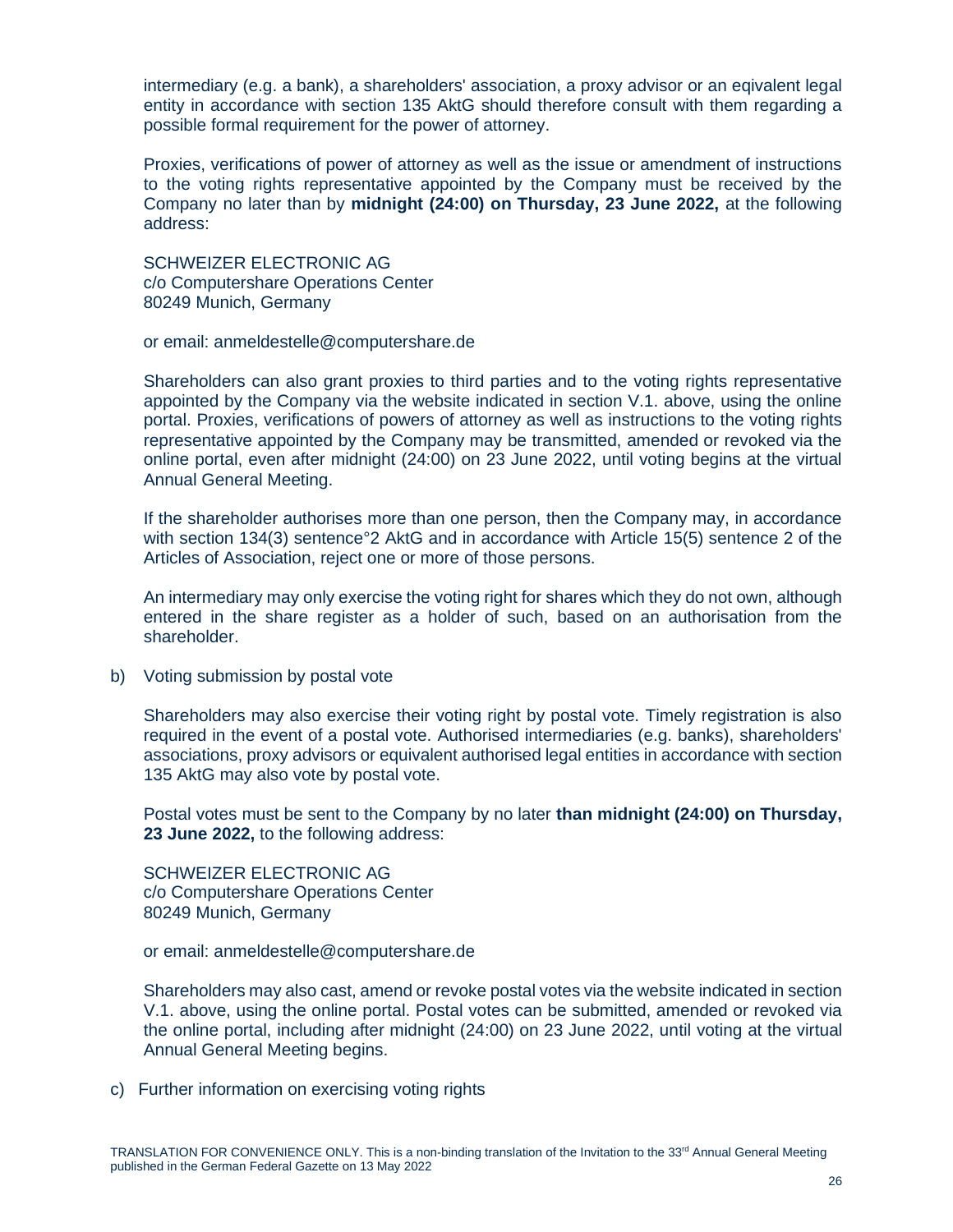intermediary (e.g. a bank), a shareholders' association, a proxy advisor or an eqivalent legal entity in accordance with section 135 AktG should therefore consult with them regarding a possible formal requirement for the power of attorney.

Proxies, verifications of power of attorney as well as the issue or amendment of instructions to the voting rights representative appointed by the Company must be received by the Company no later than by **midnight (24:00) on Thursday, 23 June 2022,** at the following address:

SCHWEIZER ELECTRONIC AG
c/o Computershare Operations Center
80249 Munich, Germany

or email: anmeldestelle@computershare.de

Shareholders can also grant proxies to third parties and to the voting rights representative appointed by the Company via the website indicated in section V.1. above, using the online portal. Proxies, verifications of powers of attorney as well as instructions to the voting rights representative appointed by the Company may be transmitted, amended or revoked via the online portal, even after midnight (24:00) on 23 June 2022, until voting begins at the virtual Annual General Meeting.

If the shareholder authorises more than one person, then the Company may, in accordance with section 134(3) sentence°2 AktG and in accordance with Article 15(5) sentence 2 of the Articles of Association, reject one or more of those persons.

An intermediary may only exercise the voting right for shares which they do not own, although entered in the share register as a holder of such, based on an authorisation from the shareholder.

b) Voting submission by postal vote

Shareholders may also exercise their voting right by postal vote. Timely registration is also required in the event of a postal vote. Authorised intermediaries (e.g. banks), shareholders' associations, proxy advisors or equivalent authorised legal entities in accordance with section 135 AktG may also vote by postal vote.

Postal votes must be sent to the Company by no later **than midnight (24:00) on Thursday, 23 June 2022,** to the following address:

SCHWEIZER ELECTRONIC AG
c/o Computershare Operations Center
80249 Munich, Germany

or email: anmeldestelle@computershare.de

Shareholders may also cast, amend or revoke postal votes via the website indicated in section V.1. above, using the online portal. Postal votes can be submitted, amended or revoked via the online portal, including after midnight (24:00) on 23 June 2022, until voting at the virtual Annual General Meeting begins.

c) Further information on exercising voting rights

TRANSLATION FOR CONVENIENCE ONLY. This is a non-binding translation of the Invitation to the 33rd Annual General Meeting published in the German Federal Gazette on 13 May 2022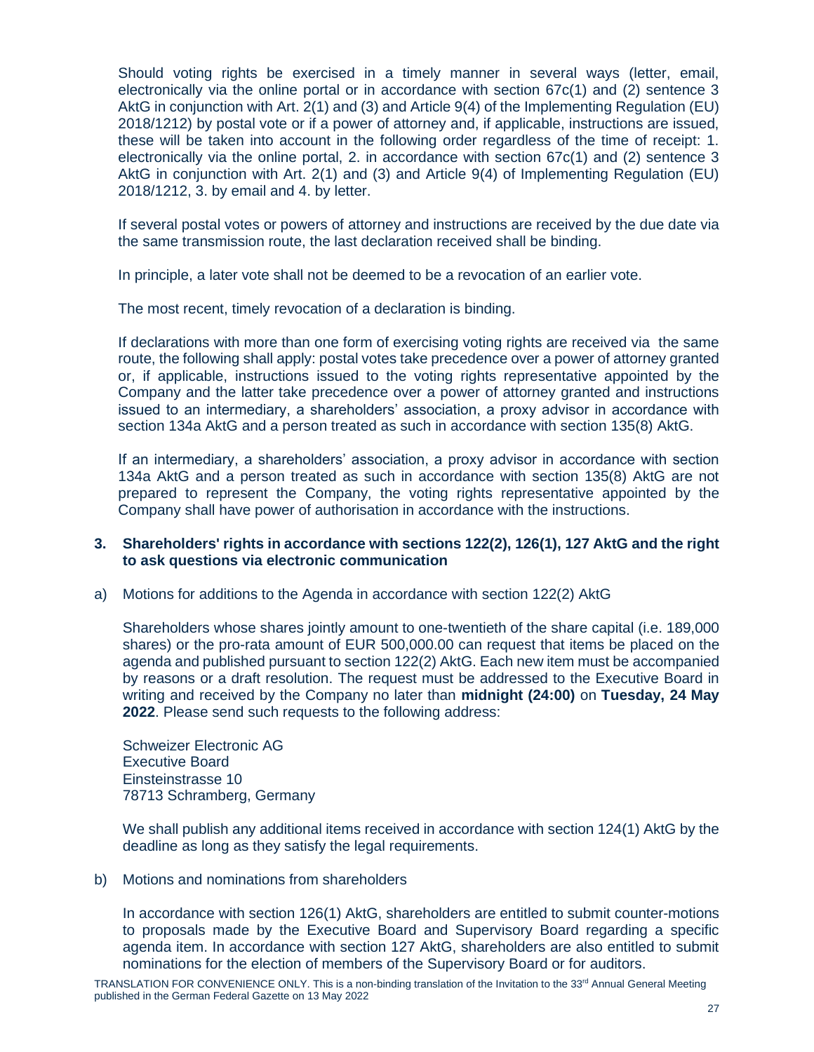Should voting rights be exercised in a timely manner in several ways (letter, email, electronically via the online portal or in accordance with section 67c(1) and (2) sentence 3 AktG in conjunction with Art. 2(1) and (3) and Article 9(4) of the Implementing Regulation (EU) 2018/1212) by postal vote or if a power of attorney and, if applicable, instructions are issued, these will be taken into account in the following order regardless of the time of receipt: 1. electronically via the online portal, 2. in accordance with section 67c(1) and (2) sentence 3 AktG in conjunction with Art. 2(1) and (3) and Article 9(4) of Implementing Regulation (EU) 2018/1212, 3. by email and 4. by letter.

If several postal votes or powers of attorney and instructions are received by the due date via the same transmission route, the last declaration received shall be binding.

In principle, a later vote shall not be deemed to be a revocation of an earlier vote.

The most recent, timely revocation of a declaration is binding.

If declarations with more than one form of exercising voting rights are received via the same route, the following shall apply: postal votes take precedence over a power of attorney granted or, if applicable, instructions issued to the voting rights representative appointed by the Company and the latter take precedence over a power of attorney granted and instructions issued to an intermediary, a shareholders' association, a proxy advisor in accordance with section 134a AktG and a person treated as such in accordance with section 135(8) AktG.

If an intermediary, a shareholders' association, a proxy advisor in accordance with section 134a AktG and a person treated as such in accordance with section 135(8) AktG are not prepared to represent the Company, the voting rights representative appointed by the Company shall have power of authorisation in accordance with the instructions.

## 3. Shareholders' rights in accordance with sections 122(2), 126(1), 127 AktG and the right to ask questions via electronic communication

a) Motions for additions to the Agenda in accordance with section 122(2) AktG

Shareholders whose shares jointly amount to one-twentieth of the share capital (i.e. 189,000 shares) or the pro-rata amount of EUR 500,000.00 can request that items be placed on the agenda and published pursuant to section 122(2) AktG. Each new item must be accompanied by reasons or a draft resolution. The request must be addressed to the Executive Board in writing and received by the Company no later than **midnight (24:00)** on **Tuesday, 24 May 2022**. Please send such requests to the following address:

Schweizer Electronic AG
Executive Board
Einsteinstrasse 10
78713 Schramberg, Germany

We shall publish any additional items received in accordance with section 124(1) AktG by the deadline as long as they satisfy the legal requirements.

b) Motions and nominations from shareholders

In accordance with section 126(1) AktG, shareholders are entitled to submit counter-motions to proposals made by the Executive Board and Supervisory Board regarding a specific agenda item. In accordance with section 127 AktG, shareholders are also entitled to submit nominations for the election of members of the Supervisory Board or for auditors.

TRANSLATION FOR CONVENIENCE ONLY. This is a non-binding translation of the Invitation to the 33rd Annual General Meeting published in the German Federal Gazette on 13 May 2022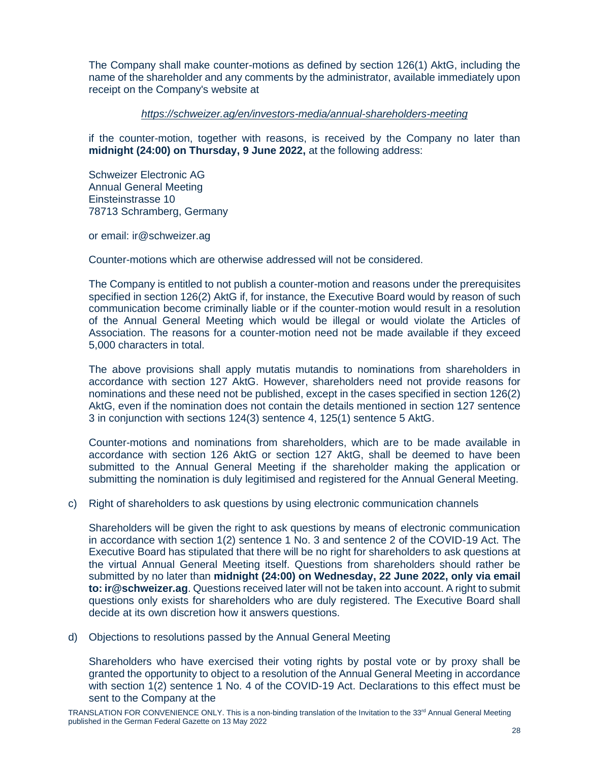The Company shall make counter-motions as defined by section 126(1) AktG, including the name of the shareholder and any comments by the administrator, available immediately upon receipt on the Company's website at

*https://schweizer.ag/en/investors-media/annual-shareholders-meeting*

if the counter-motion, together with reasons, is received by the Company no later than **midnight (24:00) on Thursday, 9 June 2022,** at the following address:

Schweizer Electronic AG
Annual General Meeting
Einsteinstrasse 10
78713 Schramberg, Germany

or email: ir@schweizer.ag

Counter-motions which are otherwise addressed will not be considered.

The Company is entitled to not publish a counter-motion and reasons under the prerequisites specified in section 126(2) AktG if, for instance, the Executive Board would by reason of such communication become criminally liable or if the counter-motion would result in a resolution of the Annual General Meeting which would be illegal or would violate the Articles of Association. The reasons for a counter-motion need not be made available if they exceed 5,000 characters in total.

The above provisions shall apply mutatis mutandis to nominations from shareholders in accordance with section 127 AktG. However, shareholders need not provide reasons for nominations and these need not be published, except in the cases specified in section 126(2) AktG, even if the nomination does not contain the details mentioned in section 127 sentence 3 in conjunction with sections 124(3) sentence 4, 125(1) sentence 5 AktG.

Counter-motions and nominations from shareholders, which are to be made available in accordance with section 126 AktG or section 127 AktG, shall be deemed to have been submitted to the Annual General Meeting if the shareholder making the application or submitting the nomination is duly legitimised and registered for the Annual General Meeting.

c) Right of shareholders to ask questions by using electronic communication channels

Shareholders will be given the right to ask questions by means of electronic communication in accordance with section 1(2) sentence 1 No. 3 and sentence 2 of the COVID-19 Act. The Executive Board has stipulated that there will be no right for shareholders to ask questions at the virtual Annual General Meeting itself. Questions from shareholders should rather be submitted by no later than **midnight (24:00) on Wednesday, 22 June 2022, only via email to: ir@schweizer.ag**. Questions received later will not be taken into account. A right to submit questions only exists for shareholders who are duly registered. The Executive Board shall decide at its own discretion how it answers questions.

d) Objections to resolutions passed by the Annual General Meeting

Shareholders who have exercised their voting rights by postal vote or by proxy shall be granted the opportunity to object to a resolution of the Annual General Meeting in accordance with section 1(2) sentence 1 No. 4 of the COVID-19 Act. Declarations to this effect must be sent to the Company at the

TRANSLATION FOR CONVENIENCE ONLY. This is a non-binding translation of the Invitation to the 33rd Annual General Meeting published in the German Federal Gazette on 13 May 2022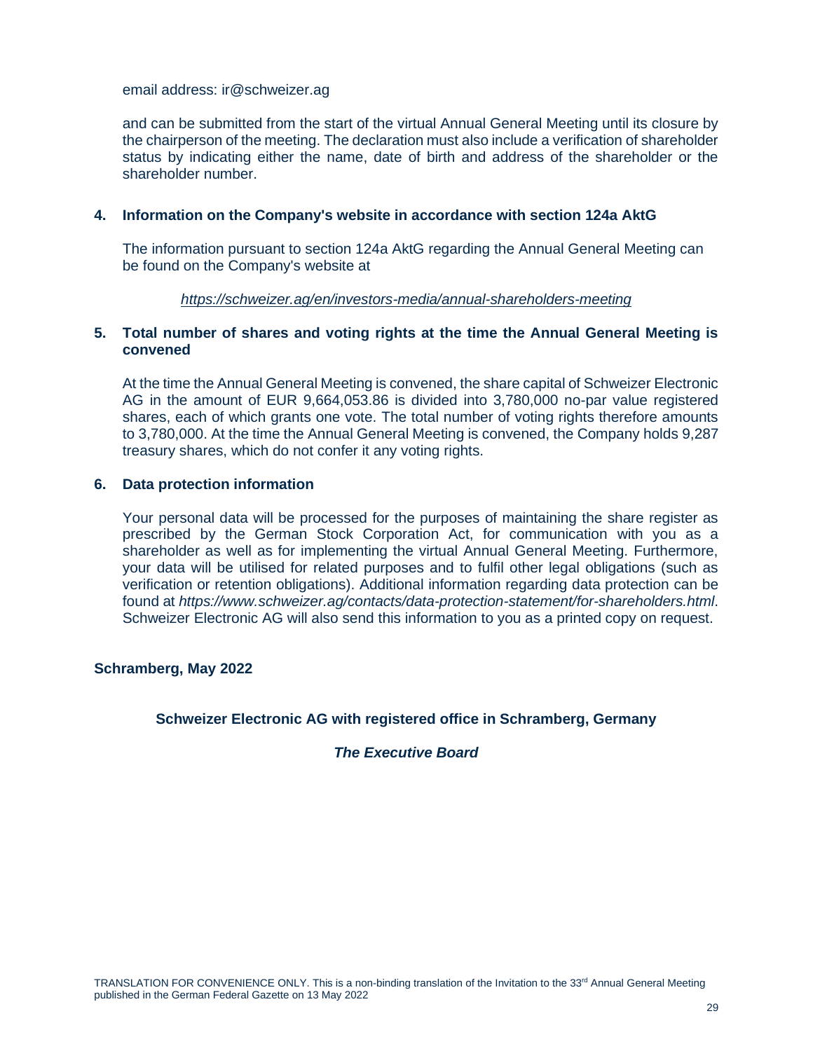email address: ir@schweizer.ag

and can be submitted from the start of the virtual Annual General Meeting until its closure by the chairperson of the meeting. The declaration must also include a verification of shareholder status by indicating either the name, date of birth and address of the shareholder or the shareholder number.

### 4. Information on the Company's website in accordance with section 124a AktG

The information pursuant to section 124a AktG regarding the Annual General Meeting can be found on the Company's website at

*https://schweizer.ag/en/investors-media/annual-shareholders-meeting*

### 5. Total number of shares and voting rights at the time the Annual General Meeting is convened

At the time the Annual General Meeting is convened, the share capital of Schweizer Electronic AG in the amount of EUR 9,664,053.86 is divided into 3,780,000 no-par value registered shares, each of which grants one vote. The total number of voting rights therefore amounts to 3,780,000. At the time the Annual General Meeting is convened, the Company holds 9,287 treasury shares, which do not confer it any voting rights.

### 6. Data protection information

Your personal data will be processed for the purposes of maintaining the share register as prescribed by the German Stock Corporation Act, for communication with you as a shareholder as well as for implementing the virtual Annual General Meeting. Furthermore, your data will be utilised for related purposes and to fulfil other legal obligations (such as verification or retention obligations). Additional information regarding data protection can be found at *https://www.schweizer.ag/contacts/data-protection-statement/for-shareholders.html*. Schweizer Electronic AG will also send this information to you as a printed copy on request.

**Schramberg, May 2022**

**Schweizer Electronic AG with registered office in Schramberg, Germany**

***The Executive Board***

TRANSLATION FOR CONVENIENCE ONLY. This is a non-binding translation of the Invitation to the 33rd Annual General Meeting published in the German Federal Gazette on 13 May 2022